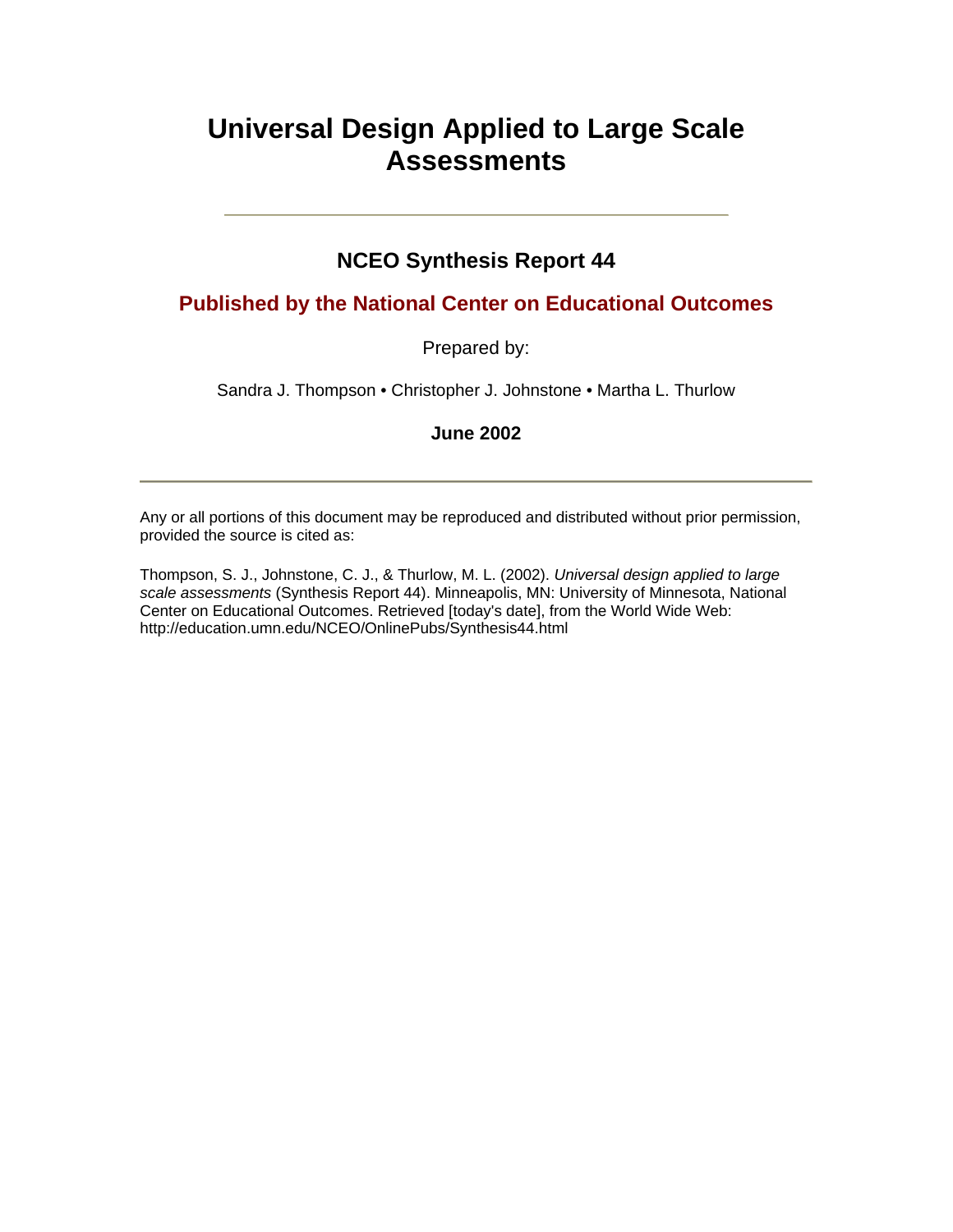# Universal Design Applied to Large Scale Assessments

---

## NCEO Synthesis Report 44

### Published by the National Center on Educational Outcomes

Prepared by:

Sandra J. Thompson • Christopher J. Johnstone • Martha L. Thurlow

**June 2002**

---

Any or all portions of this document may be reproduced and distributed without prior permission, provided the source is cited as:

Thompson, S. J., Johnstone, C. J., & Thurlow, M. L. (2002). *Universal design applied to large scale assessments* (Synthesis Report 44). Minneapolis, MN: University of Minnesota, National Center on Educational Outcomes. Retrieved [today's date], from the World Wide Web: http://education.umn.edu/NCEO/OnlinePubs/Synthesis44.html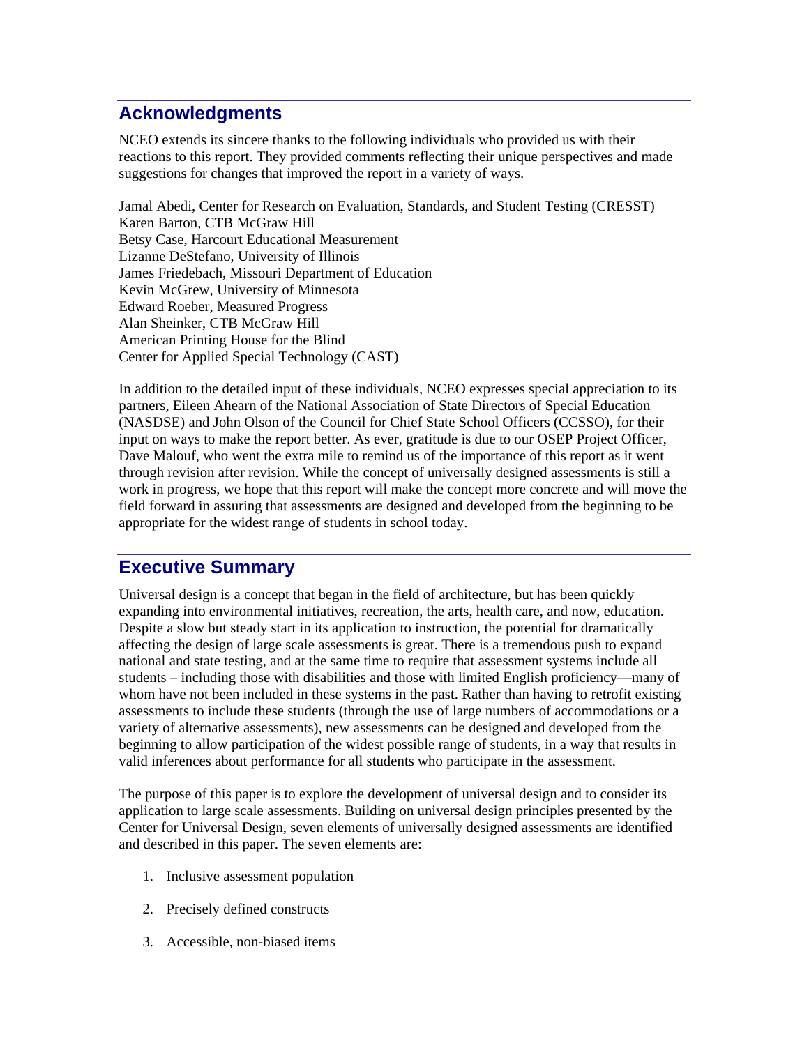## Acknowledgments

NCEO extends its sincere thanks to the following individuals who provided us with their reactions to this report. They provided comments reflecting their unique perspectives and made suggestions for changes that improved the report in a variety of ways.

Jamal Abedi, Center for Research on Evaluation, Standards, and Student Testing (CRESST)
Karen Barton, CTB McGraw Hill
Betsy Case, Harcourt Educational Measurement
Lizanne DeStefano, University of Illinois
James Friedebach, Missouri Department of Education
Kevin McGrew, University of Minnesota
Edward Roeber, Measured Progress
Alan Sheinker, CTB McGraw Hill
American Printing House for the Blind
Center for Applied Special Technology (CAST)

In addition to the detailed input of these individuals, NCEO expresses special appreciation to its partners, Eileen Ahearn of the National Association of State Directors of Special Education (NASDSE) and John Olson of the Council for Chief State School Officers (CCSSO), for their input on ways to make the report better. As ever, gratitude is due to our OSEP Project Officer, Dave Malouf, who went the extra mile to remind us of the importance of this report as it went through revision after revision. While the concept of universally designed assessments is still a work in progress, we hope that this report will make the concept more concrete and will move the field forward in assuring that assessments are designed and developed from the beginning to be appropriate for the widest range of students in school today.

## Executive Summary

Universal design is a concept that began in the field of architecture, but has been quickly expanding into environmental initiatives, recreation, the arts, health care, and now, education. Despite a slow but steady start in its application to instruction, the potential for dramatically affecting the design of large scale assessments is great. There is a tremendous push to expand national and state testing, and at the same time to require that assessment systems include all students – including those with disabilities and those with limited English proficiency—many of whom have not been included in these systems in the past. Rather than having to retrofit existing assessments to include these students (through the use of large numbers of accommodations or a variety of alternative assessments), new assessments can be designed and developed from the beginning to allow participation of the widest possible range of students, in a way that results in valid inferences about performance for all students who participate in the assessment.

The purpose of this paper is to explore the development of universal design and to consider its application to large scale assessments. Building on universal design principles presented by the Center for Universal Design, seven elements of universally designed assessments are identified and described in this paper. The seven elements are:

1. Inclusive assessment population
2. Precisely defined constructs
3. Accessible, non-biased items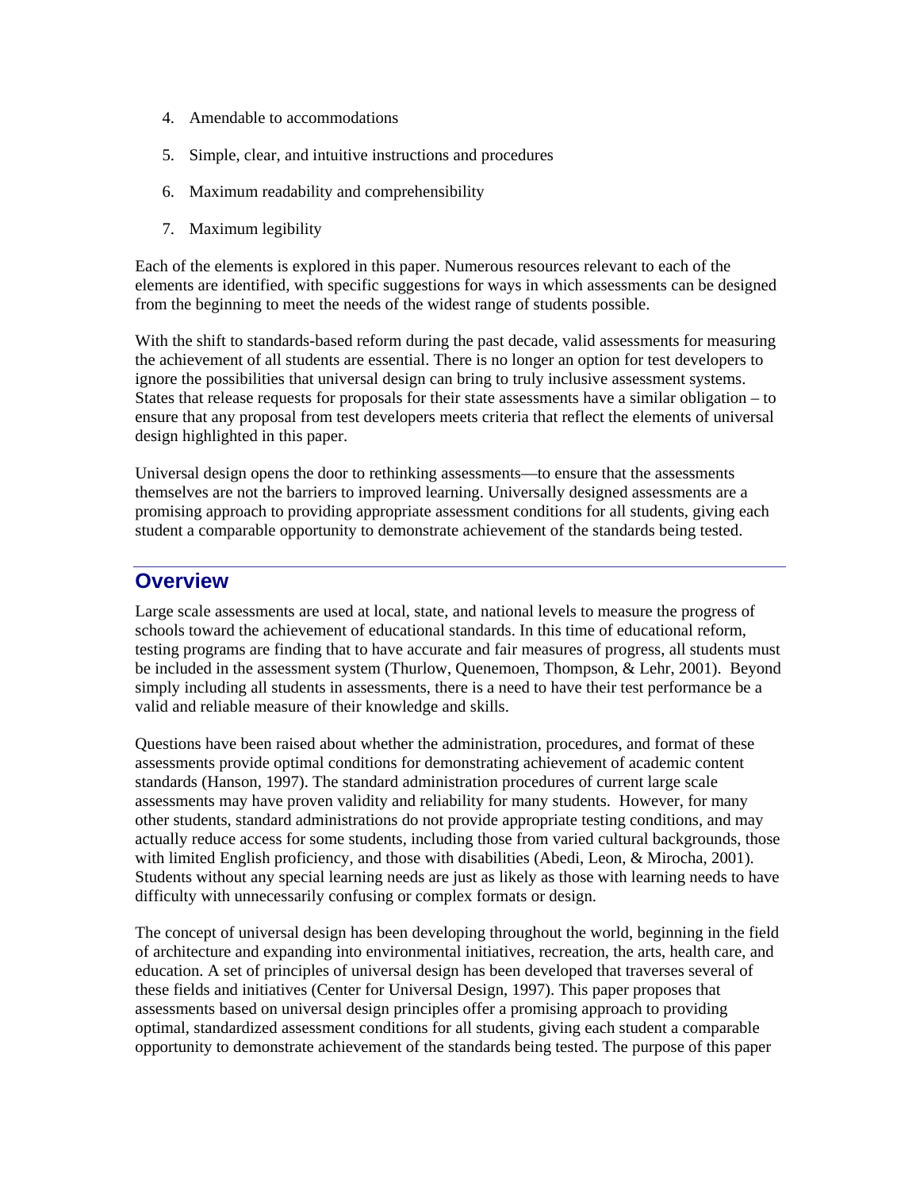4. Amendable to accommodations
5. Simple, clear, and intuitive instructions and procedures
6. Maximum readability and comprehensibility
7. Maximum legibility

Each of the elements is explored in this paper. Numerous resources relevant to each of the elements are identified, with specific suggestions for ways in which assessments can be designed from the beginning to meet the needs of the widest range of students possible.

With the shift to standards-based reform during the past decade, valid assessments for measuring the achievement of all students are essential. There is no longer an option for test developers to ignore the possibilities that universal design can bring to truly inclusive assessment systems. States that release requests for proposals for their state assessments have a similar obligation – to ensure that any proposal from test developers meets criteria that reflect the elements of universal design highlighted in this paper.

Universal design opens the door to rethinking assessments—to ensure that the assessments themselves are not the barriers to improved learning. Universally designed assessments are a promising approach to providing appropriate assessment conditions for all students, giving each student a comparable opportunity to demonstrate achievement of the standards being tested.

## Overview

Large scale assessments are used at local, state, and national levels to measure the progress of schools toward the achievement of educational standards. In this time of educational reform, testing programs are finding that to have accurate and fair measures of progress, all students must be included in the assessment system (Thurlow, Quenemoen, Thompson, & Lehr, 2001). Beyond simply including all students in assessments, there is a need to have their test performance be a valid and reliable measure of their knowledge and skills.

Questions have been raised about whether the administration, procedures, and format of these assessments provide optimal conditions for demonstrating achievement of academic content standards (Hanson, 1997). The standard administration procedures of current large scale assessments may have proven validity and reliability for many students. However, for many other students, standard administrations do not provide appropriate testing conditions, and may actually reduce access for some students, including those from varied cultural backgrounds, those with limited English proficiency, and those with disabilities (Abedi, Leon, & Mirocha, 2001). Students without any special learning needs are just as likely as those with learning needs to have difficulty with unnecessarily confusing or complex formats or design.

The concept of universal design has been developing throughout the world, beginning in the field of architecture and expanding into environmental initiatives, recreation, the arts, health care, and education. A set of principles of universal design has been developed that traverses several of these fields and initiatives (Center for Universal Design, 1997). This paper proposes that assessments based on universal design principles offer a promising approach to providing optimal, standardized assessment conditions for all students, giving each student a comparable opportunity to demonstrate achievement of the standards being tested. The purpose of this paper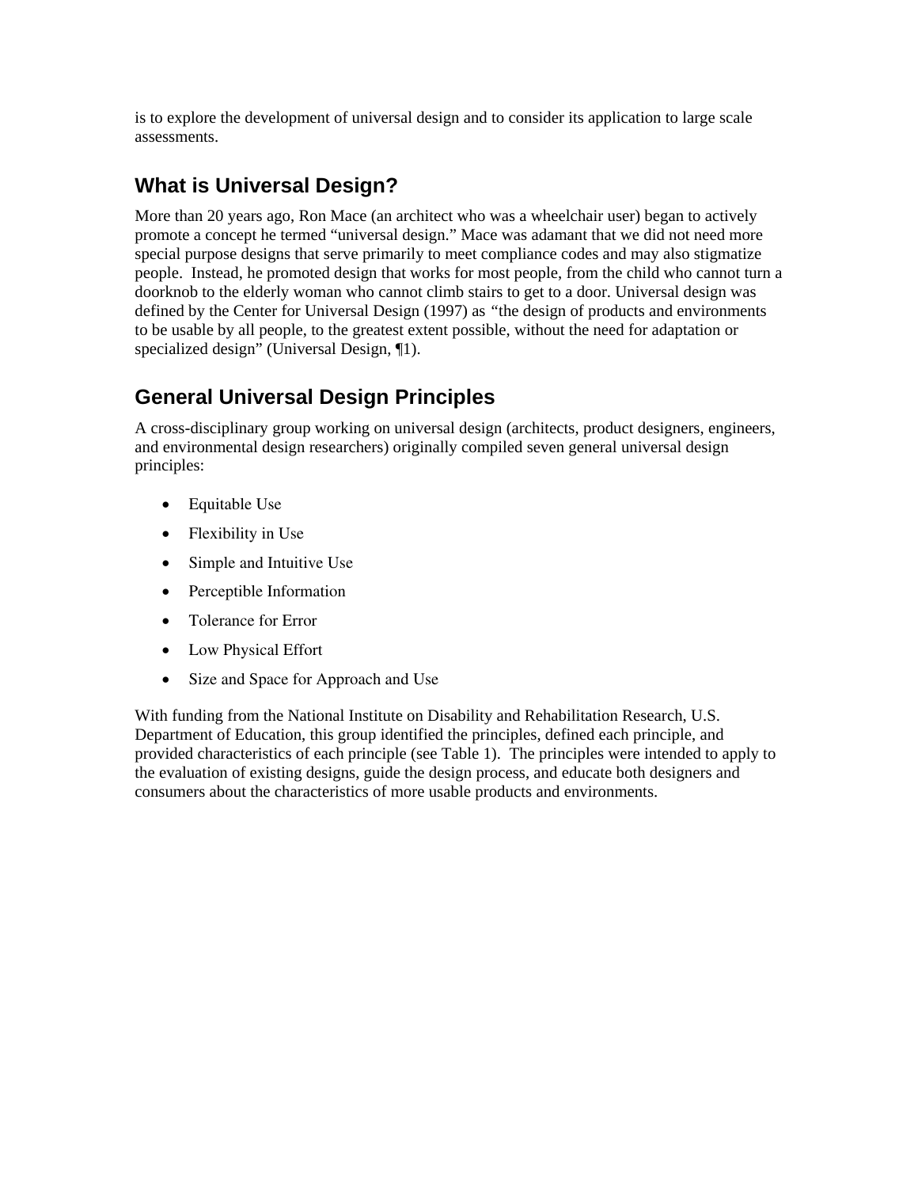is to explore the development of universal design and to consider its application to large scale assessments.

## What is Universal Design?

More than 20 years ago, Ron Mace (an architect who was a wheelchair user) began to actively promote a concept he termed "universal design." Mace was adamant that we did not need more special purpose designs that serve primarily to meet compliance codes and may also stigmatize people. Instead, he promoted design that works for most people, from the child who cannot turn a doorknob to the elderly woman who cannot climb stairs to get to a door. Universal design was defined by the Center for Universal Design (1997) as "the design of products and environments to be usable by all people, to the greatest extent possible, without the need for adaptation or specialized design" (Universal Design, ¶1).

## General Universal Design Principles

A cross-disciplinary group working on universal design (architects, product designers, engineers, and environmental design researchers) originally compiled seven general universal design principles:

- Equitable Use
- Flexibility in Use
- Simple and Intuitive Use
- Perceptible Information
- Tolerance for Error
- Low Physical Effort
- Size and Space for Approach and Use

With funding from the National Institute on Disability and Rehabilitation Research, U.S. Department of Education, this group identified the principles, defined each principle, and provided characteristics of each principle (see Table 1). The principles were intended to apply to the evaluation of existing designs, guide the design process, and educate both designers and consumers about the characteristics of more usable products and environments.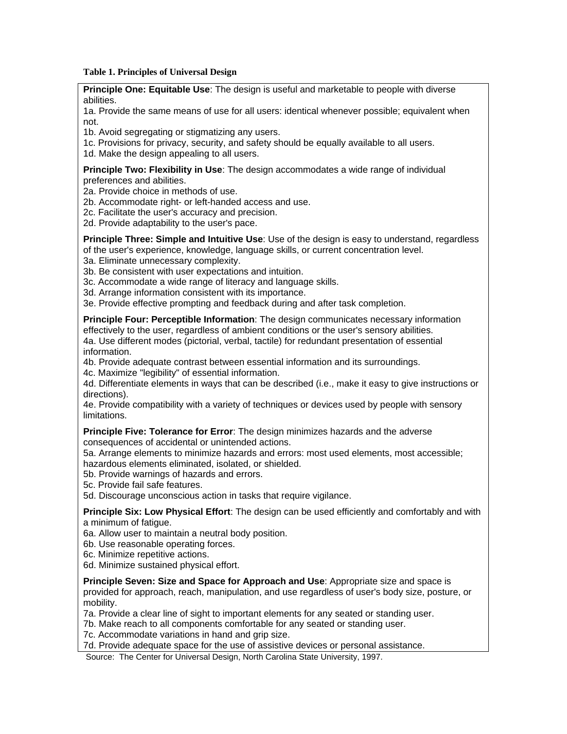**Table 1. Principles of Universal Design**

**Principle One: Equitable Use**: The design is useful and marketable to people with diverse abilities.
1a. Provide the same means of use for all users: identical whenever possible; equivalent when not.
1b. Avoid segregating or stigmatizing any users.
1c. Provisions for privacy, security, and safety should be equally available to all users.
1d. Make the design appealing to all users.

**Principle Two: Flexibility in Use**: The design accommodates a wide range of individual preferences and abilities.
2a. Provide choice in methods of use.
2b. Accommodate right- or left-handed access and use.
2c. Facilitate the user's accuracy and precision.
2d. Provide adaptability to the user's pace.

**Principle Three: Simple and Intuitive Use**: Use of the design is easy to understand, regardless of the user's experience, knowledge, language skills, or current concentration level.
3a. Eliminate unnecessary complexity.
3b. Be consistent with user expectations and intuition.
3c. Accommodate a wide range of literacy and language skills.
3d. Arrange information consistent with its importance.
3e. Provide effective prompting and feedback during and after task completion.

**Principle Four: Perceptible Information**: The design communicates necessary information effectively to the user, regardless of ambient conditions or the user's sensory abilities.
4a. Use different modes (pictorial, verbal, tactile) for redundant presentation of essential information.
4b. Provide adequate contrast between essential information and its surroundings.
4c. Maximize "legibility" of essential information.
4d. Differentiate elements in ways that can be described (i.e., make it easy to give instructions or directions).
4e. Provide compatibility with a variety of techniques or devices used by people with sensory limitations.

**Principle Five: Tolerance for Error**: The design minimizes hazards and the adverse consequences of accidental or unintended actions.
5a. Arrange elements to minimize hazards and errors: most used elements, most accessible; hazardous elements eliminated, isolated, or shielded.
5b. Provide warnings of hazards and errors.
5c. Provide fail safe features.
5d. Discourage unconscious action in tasks that require vigilance.

**Principle Six: Low Physical Effort**: The design can be used efficiently and comfortably and with a minimum of fatigue.
6a. Allow user to maintain a neutral body position.
6b. Use reasonable operating forces.
6c. Minimize repetitive actions.
6d. Minimize sustained physical effort.

**Principle Seven: Size and Space for Approach and Use**: Appropriate size and space is provided for approach, reach, manipulation, and use regardless of user's body size, posture, or mobility.
7a. Provide a clear line of sight to important elements for any seated or standing user.
7b. Make reach to all components comfortable for any seated or standing user.
7c. Accommodate variations in hand and grip size.
7d. Provide adequate space for the use of assistive devices or personal assistance.

Source: The Center for Universal Design, North Carolina State University, 1997.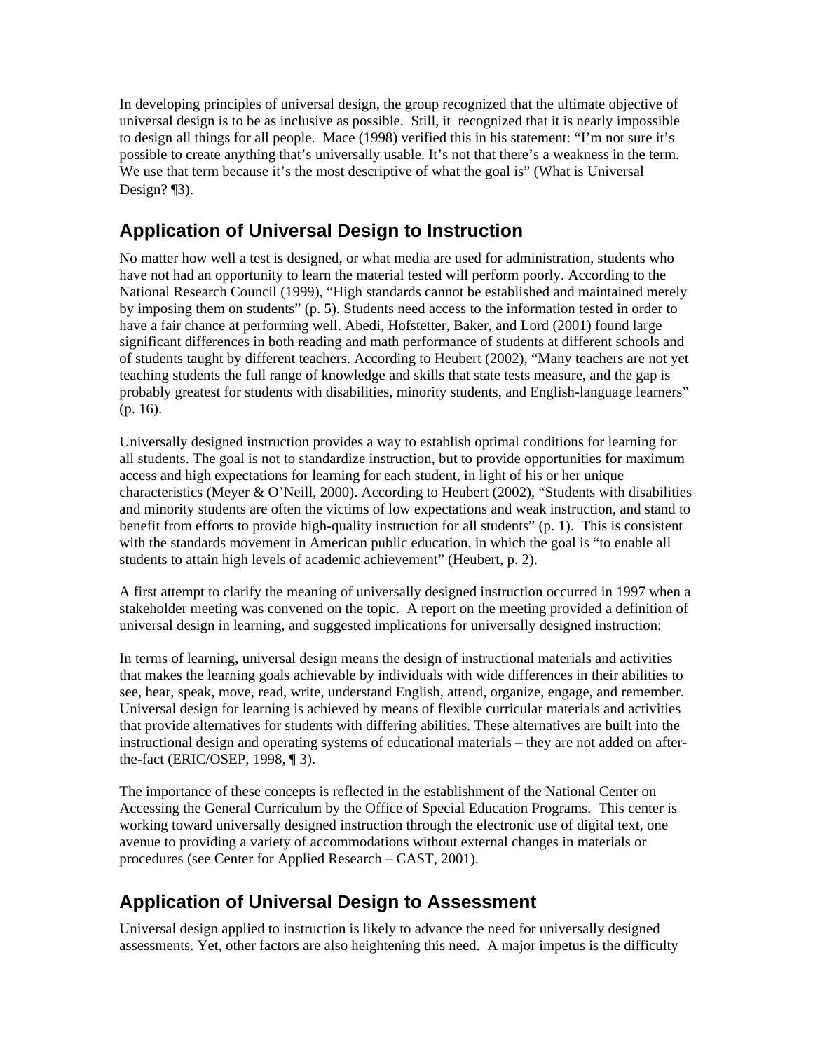In developing principles of universal design, the group recognized that the ultimate objective of universal design is to be as inclusive as possible. Still, it recognized that it is nearly impossible to design all things for all people. Mace (1998) verified this in his statement: "I'm not sure it's possible to create anything that's universally usable. It's not that there's a weakness in the term. We use that term because it's the most descriptive of what the goal is" (What is Universal Design? ¶3).

## Application of Universal Design to Instruction

No matter how well a test is designed, or what media are used for administration, students who have not had an opportunity to learn the material tested will perform poorly. According to the National Research Council (1999), "High standards cannot be established and maintained merely by imposing them on students" (p. 5). Students need access to the information tested in order to have a fair chance at performing well. Abedi, Hofstetter, Baker, and Lord (2001) found large significant differences in both reading and math performance of students at different schools and of students taught by different teachers. According to Heubert (2002), "Many teachers are not yet teaching students the full range of knowledge and skills that state tests measure, and the gap is probably greatest for students with disabilities, minority students, and English-language learners" (p. 16).

Universally designed instruction provides a way to establish optimal conditions for learning for all students. The goal is not to standardize instruction, but to provide opportunities for maximum access and high expectations for learning for each student, in light of his or her unique characteristics (Meyer & O'Neill, 2000). According to Heubert (2002), "Students with disabilities and minority students are often the victims of low expectations and weak instruction, and stand to benefit from efforts to provide high-quality instruction for all students" (p. 1). This is consistent with the standards movement in American public education, in which the goal is "to enable all students to attain high levels of academic achievement" (Heubert, p. 2).

A first attempt to clarify the meaning of universally designed instruction occurred in 1997 when a stakeholder meeting was convened on the topic. A report on the meeting provided a definition of universal design in learning, and suggested implications for universally designed instruction:

In terms of learning, universal design means the design of instructional materials and activities that makes the learning goals achievable by individuals with wide differences in their abilities to see, hear, speak, move, read, write, understand English, attend, organize, engage, and remember. Universal design for learning is achieved by means of flexible curricular materials and activities that provide alternatives for students with differing abilities. These alternatives are built into the instructional design and operating systems of educational materials – they are not added on after-the-fact (ERIC/OSEP, 1998, ¶ 3).

The importance of these concepts is reflected in the establishment of the National Center on Accessing the General Curriculum by the Office of Special Education Programs. This center is working toward universally designed instruction through the electronic use of digital text, one avenue to providing a variety of accommodations without external changes in materials or procedures (see Center for Applied Research – CAST, 2001).

## Application of Universal Design to Assessment

Universal design applied to instruction is likely to advance the need for universally designed assessments. Yet, other factors are also heightening this need. A major impetus is the difficulty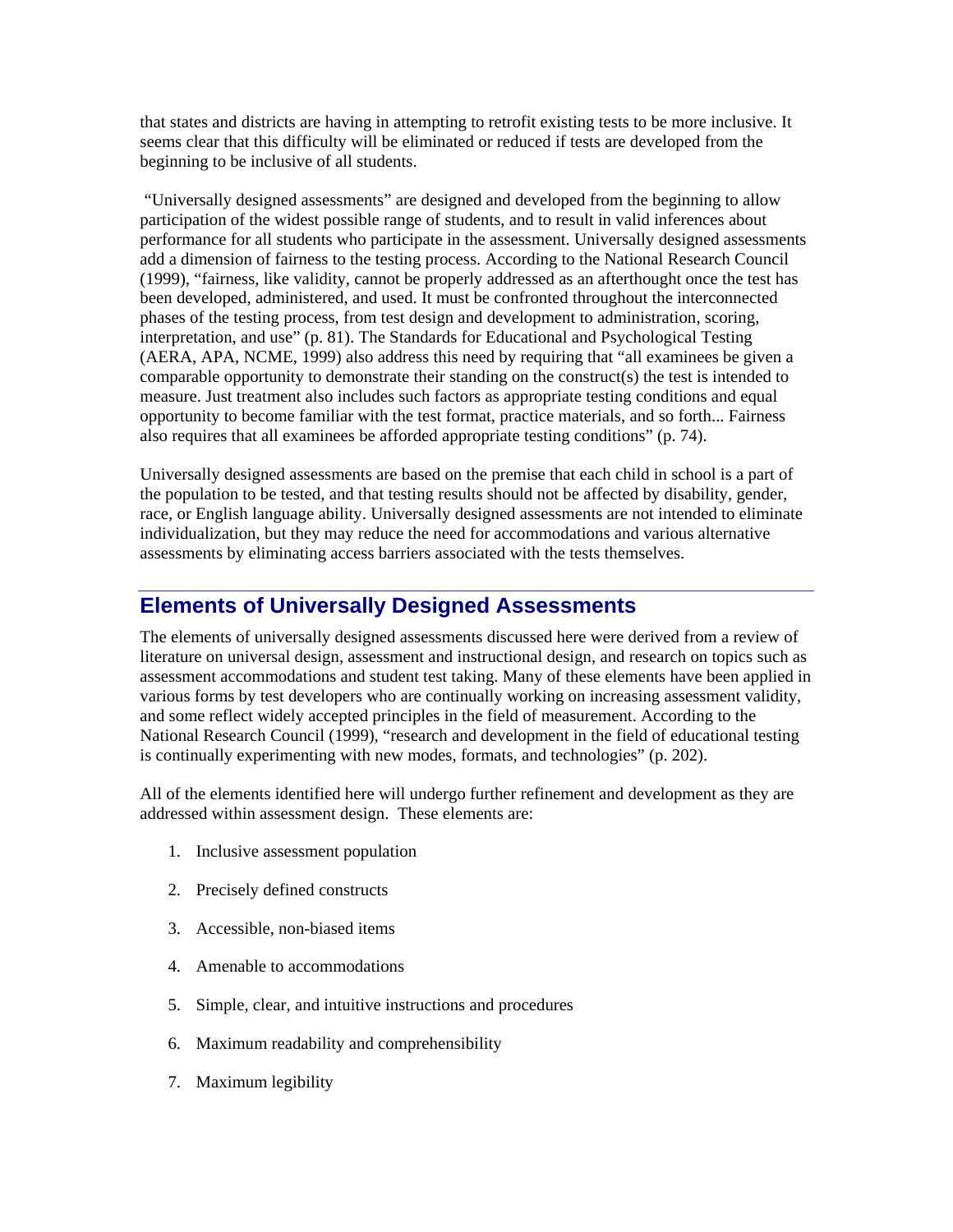that states and districts are having in attempting to retrofit existing tests to be more inclusive. It seems clear that this difficulty will be eliminated or reduced if tests are developed from the beginning to be inclusive of all students.

"Universally designed assessments" are designed and developed from the beginning to allow participation of the widest possible range of students, and to result in valid inferences about performance for all students who participate in the assessment. Universally designed assessments add a dimension of fairness to the testing process. According to the National Research Council (1999), "fairness, like validity, cannot be properly addressed as an afterthought once the test has been developed, administered, and used. It must be confronted throughout the interconnected phases of the testing process, from test design and development to administration, scoring, interpretation, and use" (p. 81). The Standards for Educational and Psychological Testing (AERA, APA, NCME, 1999) also address this need by requiring that "all examinees be given a comparable opportunity to demonstrate their standing on the construct(s) the test is intended to measure. Just treatment also includes such factors as appropriate testing conditions and equal opportunity to become familiar with the test format, practice materials, and so forth... Fairness also requires that all examinees be afforded appropriate testing conditions" (p. 74).

Universally designed assessments are based on the premise that each child in school is a part of the population to be tested, and that testing results should not be affected by disability, gender, race, or English language ability. Universally designed assessments are not intended to eliminate individualization, but they may reduce the need for accommodations and various alternative assessments by eliminating access barriers associated with the tests themselves.

## Elements of Universally Designed Assessments

The elements of universally designed assessments discussed here were derived from a review of literature on universal design, assessment and instructional design, and research on topics such as assessment accommodations and student test taking. Many of these elements have been applied in various forms by test developers who are continually working on increasing assessment validity, and some reflect widely accepted principles in the field of measurement. According to the National Research Council (1999), "research and development in the field of educational testing is continually experimenting with new modes, formats, and technologies" (p. 202).

All of the elements identified here will undergo further refinement and development as they are addressed within assessment design. These elements are:

1. Inclusive assessment population
2. Precisely defined constructs
3. Accessible, non-biased items
4. Amenable to accommodations
5. Simple, clear, and intuitive instructions and procedures
6. Maximum readability and comprehensibility
7. Maximum legibility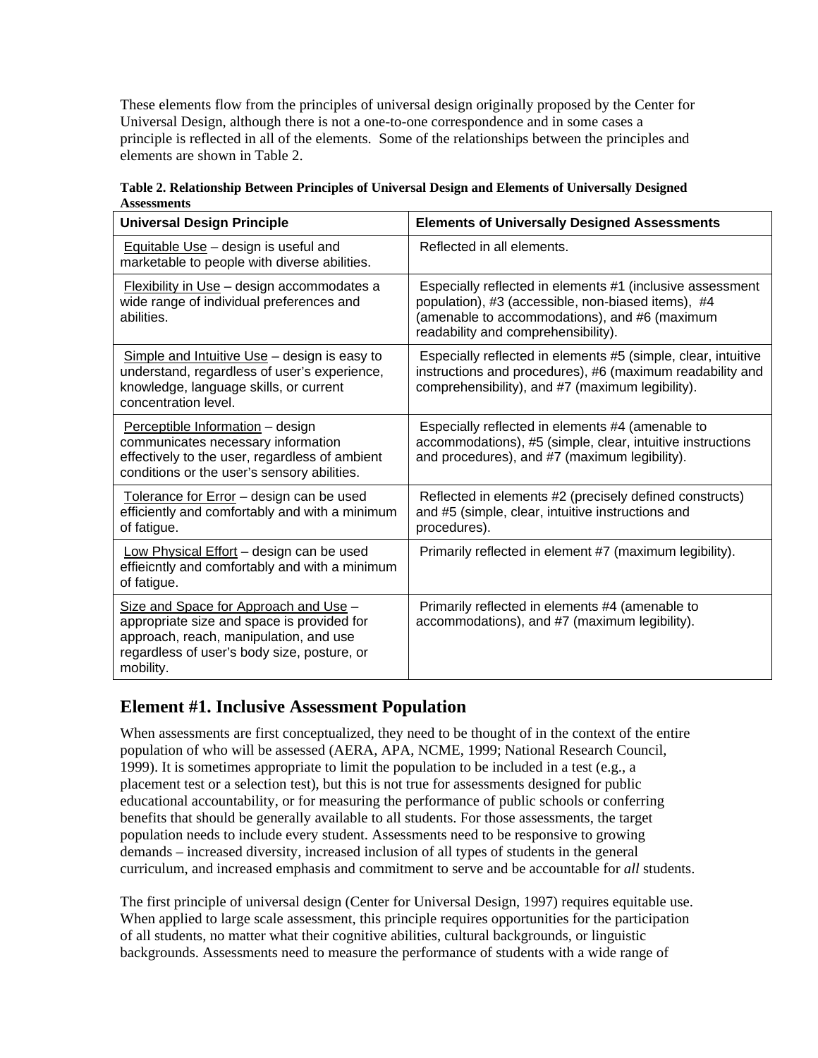These elements flow from the principles of universal design originally proposed by the Center for Universal Design, although there is not a one-to-one correspondence and in some cases a principle is reflected in all of the elements. Some of the relationships between the principles and elements are shown in Table 2.

**Table 2. Relationship Between Principles of Universal Design and Elements of Universally Designed Assessments**

| Universal Design Principle | Elements of Universally Designed Assessments |
|---|---|
| Equitable Use – design is useful and marketable to people with diverse abilities. | Reflected in all elements. |
| Flexibility in Use – design accommodates a wide range of individual preferences and abilities. | Especially reflected in elements #1 (inclusive assessment population), #3 (accessible, non-biased items), #4 (amenable to accommodations), and #6 (maximum readability and comprehensibility). |
| Simple and Intuitive Use – design is easy to understand, regardless of user's experience, knowledge, language skills, or current concentration level. | Especially reflected in elements #5 (simple, clear, intuitive instructions and procedures), #6 (maximum readability and comprehensibility), and #7 (maximum legibility). |
| Perceptible Information – design communicates necessary information effectively to the user, regardless of ambient conditions or the user's sensory abilities. | Especially reflected in elements #4 (amenable to accommodations), #5 (simple, clear, intuitive instructions and procedures), and #7 (maximum legibility). |
| Tolerance for Error – design can be used efficiently and comfortably and with a minimum of fatigue. | Reflected in elements #2 (precisely defined constructs) and #5 (simple, clear, intuitive instructions and procedures). |
| Low Physical Effort – design can be used effieicntly and comfortably and with a minimum of fatigue. | Primarily reflected in element #7 (maximum legibility). |
| Size and Space for Approach and Use – appropriate size and space is provided for approach, reach, manipulation, and use regardless of user's body size, posture, or mobility. | Primarily reflected in elements #4 (amenable to accommodations), and #7 (maximum legibility). |

## Element #1. Inclusive Assessment Population

When assessments are first conceptualized, they need to be thought of in the context of the entire population of who will be assessed (AERA, APA, NCME, 1999; National Research Council, 1999). It is sometimes appropriate to limit the population to be included in a test (e.g., a placement test or a selection test), but this is not true for assessments designed for public educational accountability, or for measuring the performance of public schools or conferring benefits that should be generally available to all students. For those assessments, the target population needs to include every student. Assessments need to be responsive to growing demands – increased diversity, increased inclusion of all types of students in the general curriculum, and increased emphasis and commitment to serve and be accountable for *all* students.

The first principle of universal design (Center for Universal Design, 1997) requires equitable use. When applied to large scale assessment, this principle requires opportunities for the participation of all students, no matter what their cognitive abilities, cultural backgrounds, or linguistic backgrounds. Assessments need to measure the performance of students with a wide range of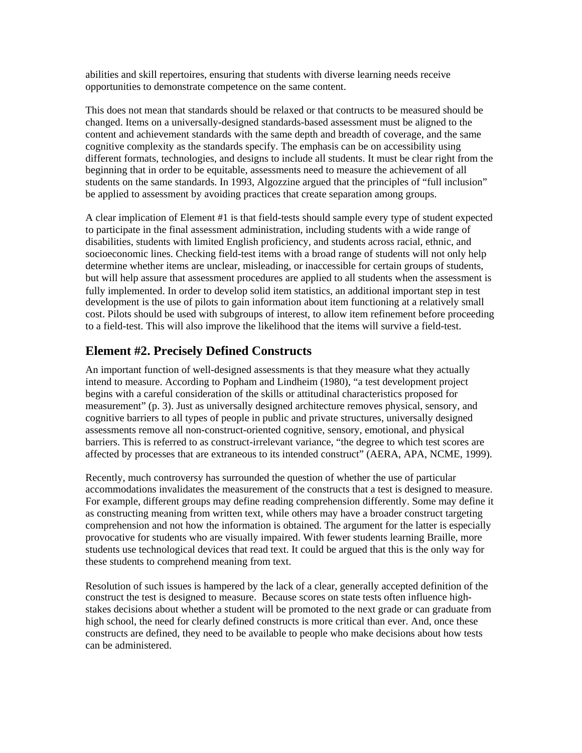abilities and skill repertoires, ensuring that students with diverse learning needs receive opportunities to demonstrate competence on the same content.

This does not mean that standards should be relaxed or that contructs to be measured should be changed. Items on a universally-designed standards-based assessment must be aligned to the content and achievement standards with the same depth and breadth of coverage, and the same cognitive complexity as the standards specify. The emphasis can be on accessibility using different formats, technologies, and designs to include all students. It must be clear right from the beginning that in order to be equitable, assessments need to measure the achievement of all students on the same standards. In 1993, Algozzine argued that the principles of "full inclusion" be applied to assessment by avoiding practices that create separation among groups.

A clear implication of Element #1 is that field-tests should sample every type of student expected to participate in the final assessment administration, including students with a wide range of disabilities, students with limited English proficiency, and students across racial, ethnic, and socioeconomic lines. Checking field-test items with a broad range of students will not only help determine whether items are unclear, misleading, or inaccessible for certain groups of students, but will help assure that assessment procedures are applied to all students when the assessment is fully implemented. In order to develop solid item statistics, an additional important step in test development is the use of pilots to gain information about item functioning at a relatively small cost. Pilots should be used with subgroups of interest, to allow item refinement before proceeding to a field-test. This will also improve the likelihood that the items will survive a field-test.

## Element #2. Precisely Defined Constructs

An important function of well-designed assessments is that they measure what they actually intend to measure. According to Popham and Lindheim (1980), "a test development project begins with a careful consideration of the skills or attitudinal characteristics proposed for measurement" (p. 3). Just as universally designed architecture removes physical, sensory, and cognitive barriers to all types of people in public and private structures, universally designed assessments remove all non-construct-oriented cognitive, sensory, emotional, and physical barriers. This is referred to as construct-irrelevant variance, "the degree to which test scores are affected by processes that are extraneous to its intended construct" (AERA, APA, NCME, 1999).

Recently, much controversy has surrounded the question of whether the use of particular accommodations invalidates the measurement of the constructs that a test is designed to measure. For example, different groups may define reading comprehension differently. Some may define it as constructing meaning from written text, while others may have a broader construct targeting comprehension and not how the information is obtained. The argument for the latter is especially provocative for students who are visually impaired. With fewer students learning Braille, more students use technological devices that read text. It could be argued that this is the only way for these students to comprehend meaning from text.

Resolution of such issues is hampered by the lack of a clear, generally accepted definition of the construct the test is designed to measure. Because scores on state tests often influence high-stakes decisions about whether a student will be promoted to the next grade or can graduate from high school, the need for clearly defined constructs is more critical than ever. And, once these constructs are defined, they need to be available to people who make decisions about how tests can be administered.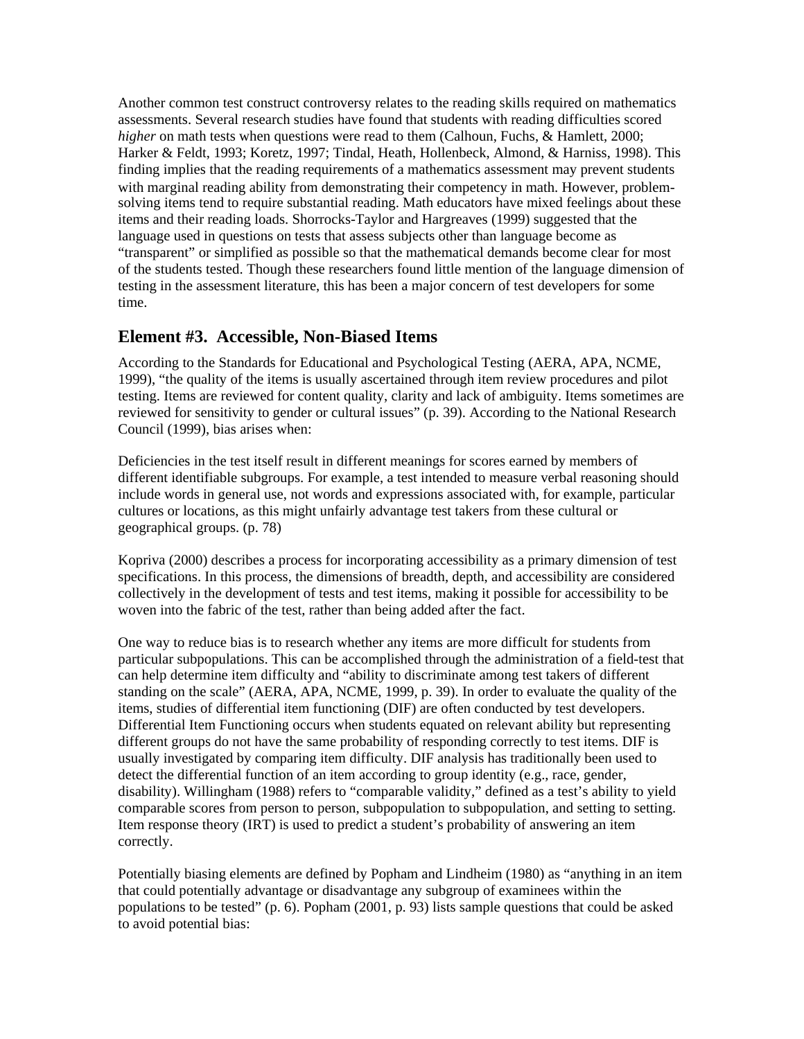Another common test construct controversy relates to the reading skills required on mathematics assessments. Several research studies have found that students with reading difficulties scored *higher* on math tests when questions were read to them (Calhoun, Fuchs, & Hamlett, 2000; Harker & Feldt, 1993; Koretz, 1997; Tindal, Heath, Hollenbeck, Almond, & Harniss, 1998). This finding implies that the reading requirements of a mathematics assessment may prevent students with marginal reading ability from demonstrating their competency in math. However, problem-solving items tend to require substantial reading. Math educators have mixed feelings about these items and their reading loads. Shorrocks-Taylor and Hargreaves (1999) suggested that the language used in questions on tests that assess subjects other than language become as "transparent" or simplified as possible so that the mathematical demands become clear for most of the students tested. Though these researchers found little mention of the language dimension of testing in the assessment literature, this has been a major concern of test developers for some time.

## Element #3. Accessible, Non-Biased Items

According to the Standards for Educational and Psychological Testing (AERA, APA, NCME, 1999), "the quality of the items is usually ascertained through item review procedures and pilot testing. Items are reviewed for content quality, clarity and lack of ambiguity. Items sometimes are reviewed for sensitivity to gender or cultural issues" (p. 39). According to the National Research Council (1999), bias arises when:

Deficiencies in the test itself result in different meanings for scores earned by members of different identifiable subgroups. For example, a test intended to measure verbal reasoning should include words in general use, not words and expressions associated with, for example, particular cultures or locations, as this might unfairly advantage test takers from these cultural or geographical groups. (p. 78)

Kopriva (2000) describes a process for incorporating accessibility as a primary dimension of test specifications. In this process, the dimensions of breadth, depth, and accessibility are considered collectively in the development of tests and test items, making it possible for accessibility to be woven into the fabric of the test, rather than being added after the fact.

One way to reduce bias is to research whether any items are more difficult for students from particular subpopulations. This can be accomplished through the administration of a field-test that can help determine item difficulty and "ability to discriminate among test takers of different standing on the scale" (AERA, APA, NCME, 1999, p. 39). In order to evaluate the quality of the items, studies of differential item functioning (DIF) are often conducted by test developers. Differential Item Functioning occurs when students equated on relevant ability but representing different groups do not have the same probability of responding correctly to test items. DIF is usually investigated by comparing item difficulty. DIF analysis has traditionally been used to detect the differential function of an item according to group identity (e.g., race, gender, disability). Willingham (1988) refers to "comparable validity," defined as a test's ability to yield comparable scores from person to person, subpopulation to subpopulation, and setting to setting. Item response theory (IRT) is used to predict a student's probability of answering an item correctly.

Potentially biasing elements are defined by Popham and Lindheim (1980) as "anything in an item that could potentially advantage or disadvantage any subgroup of examinees within the populations to be tested" (p. 6). Popham (2001, p. 93) lists sample questions that could be asked to avoid potential bias: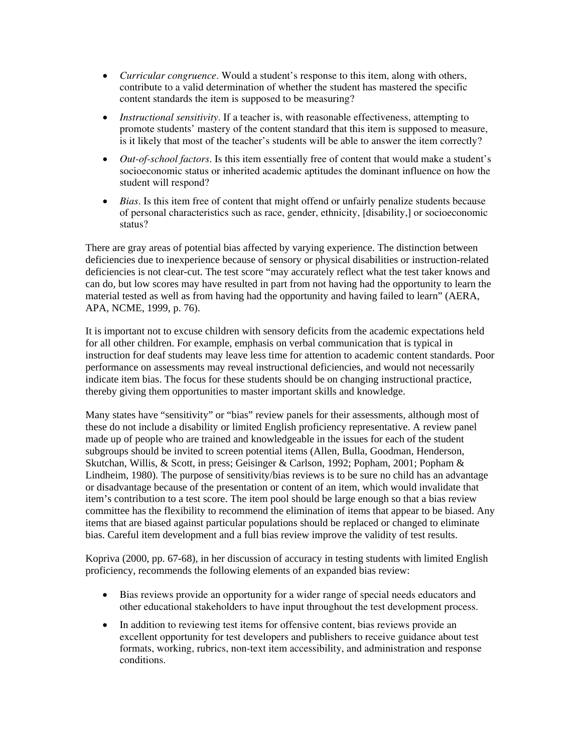- *Curricular congruence*. Would a student's response to this item, along with others, contribute to a valid determination of whether the student has mastered the specific content standards the item is supposed to be measuring?
- *Instructional sensitivity*. If a teacher is, with reasonable effectiveness, attempting to promote students' mastery of the content standard that this item is supposed to measure, is it likely that most of the teacher's students will be able to answer the item correctly?
- *Out-of-school factors*. Is this item essentially free of content that would make a student's socioeconomic status or inherited academic aptitudes the dominant influence on how the student will respond?
- *Bias*. Is this item free of content that might offend or unfairly penalize students because of personal characteristics such as race, gender, ethnicity, [disability,] or socioeconomic status?

There are gray areas of potential bias affected by varying experience. The distinction between deficiencies due to inexperience because of sensory or physical disabilities or instruction-related deficiencies is not clear-cut. The test score "may accurately reflect what the test taker knows and can do, but low scores may have resulted in part from not having had the opportunity to learn the material tested as well as from having had the opportunity and having failed to learn" (AERA, APA, NCME, 1999, p. 76).

It is important not to excuse children with sensory deficits from the academic expectations held for all other children. For example, emphasis on verbal communication that is typical in instruction for deaf students may leave less time for attention to academic content standards. Poor performance on assessments may reveal instructional deficiencies, and would not necessarily indicate item bias. The focus for these students should be on changing instructional practice, thereby giving them opportunities to master important skills and knowledge.

Many states have "sensitivity" or "bias" review panels for their assessments, although most of these do not include a disability or limited English proficiency representative. A review panel made up of people who are trained and knowledgeable in the issues for each of the student subgroups should be invited to screen potential items (Allen, Bulla, Goodman, Henderson, Skutchan, Willis, & Scott, in press; Geisinger & Carlson, 1992; Popham, 2001; Popham & Lindheim, 1980). The purpose of sensitivity/bias reviews is to be sure no child has an advantage or disadvantage because of the presentation or content of an item, which would invalidate that item's contribution to a test score. The item pool should be large enough so that a bias review committee has the flexibility to recommend the elimination of items that appear to be biased. Any items that are biased against particular populations should be replaced or changed to eliminate bias. Careful item development and a full bias review improve the validity of test results.

Kopriva (2000, pp. 67-68), in her discussion of accuracy in testing students with limited English proficiency, recommends the following elements of an expanded bias review:

- Bias reviews provide an opportunity for a wider range of special needs educators and other educational stakeholders to have input throughout the test development process.
- In addition to reviewing test items for offensive content, bias reviews provide an excellent opportunity for test developers and publishers to receive guidance about test formats, working, rubrics, non-text item accessibility, and administration and response conditions.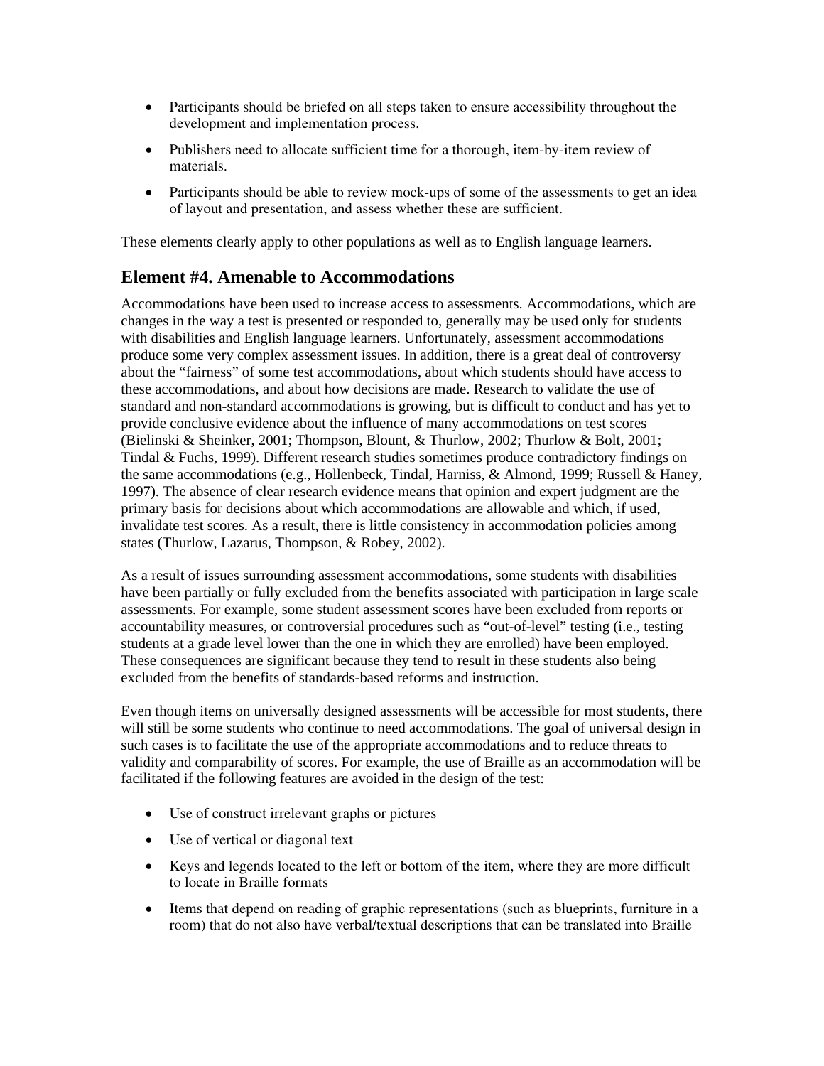- Participants should be briefed on all steps taken to ensure accessibility throughout the development and implementation process.
- Publishers need to allocate sufficient time for a thorough, item-by-item review of materials.
- Participants should be able to review mock-ups of some of the assessments to get an idea of layout and presentation, and assess whether these are sufficient.

These elements clearly apply to other populations as well as to English language learners.

## Element #4. Amenable to Accommodations

Accommodations have been used to increase access to assessments. Accommodations, which are changes in the way a test is presented or responded to, generally may be used only for students with disabilities and English language learners. Unfortunately, assessment accommodations produce some very complex assessment issues. In addition, there is a great deal of controversy about the "fairness" of some test accommodations, about which students should have access to these accommodations, and about how decisions are made. Research to validate the use of standard and non-standard accommodations is growing, but is difficult to conduct and has yet to provide conclusive evidence about the influence of many accommodations on test scores (Bielinski & Sheinker, 2001; Thompson, Blount, & Thurlow, 2002; Thurlow & Bolt, 2001; Tindal & Fuchs, 1999). Different research studies sometimes produce contradictory findings on the same accommodations (e.g., Hollenbeck, Tindal, Harniss, & Almond, 1999; Russell & Haney, 1997). The absence of clear research evidence means that opinion and expert judgment are the primary basis for decisions about which accommodations are allowable and which, if used, invalidate test scores. As a result, there is little consistency in accommodation policies among states (Thurlow, Lazarus, Thompson, & Robey, 2002).

As a result of issues surrounding assessment accommodations, some students with disabilities have been partially or fully excluded from the benefits associated with participation in large scale assessments. For example, some student assessment scores have been excluded from reports or accountability measures, or controversial procedures such as "out-of-level" testing (i.e., testing students at a grade level lower than the one in which they are enrolled) have been employed. These consequences are significant because they tend to result in these students also being excluded from the benefits of standards-based reforms and instruction.

Even though items on universally designed assessments will be accessible for most students, there will still be some students who continue to need accommodations. The goal of universal design in such cases is to facilitate the use of the appropriate accommodations and to reduce threats to validity and comparability of scores. For example, the use of Braille as an accommodation will be facilitated if the following features are avoided in the design of the test:

- Use of construct irrelevant graphs or pictures
- Use of vertical or diagonal text
- Keys and legends located to the left or bottom of the item, where they are more difficult to locate in Braille formats
- Items that depend on reading of graphic representations (such as blueprints, furniture in a room) that do not also have verbal/textual descriptions that can be translated into Braille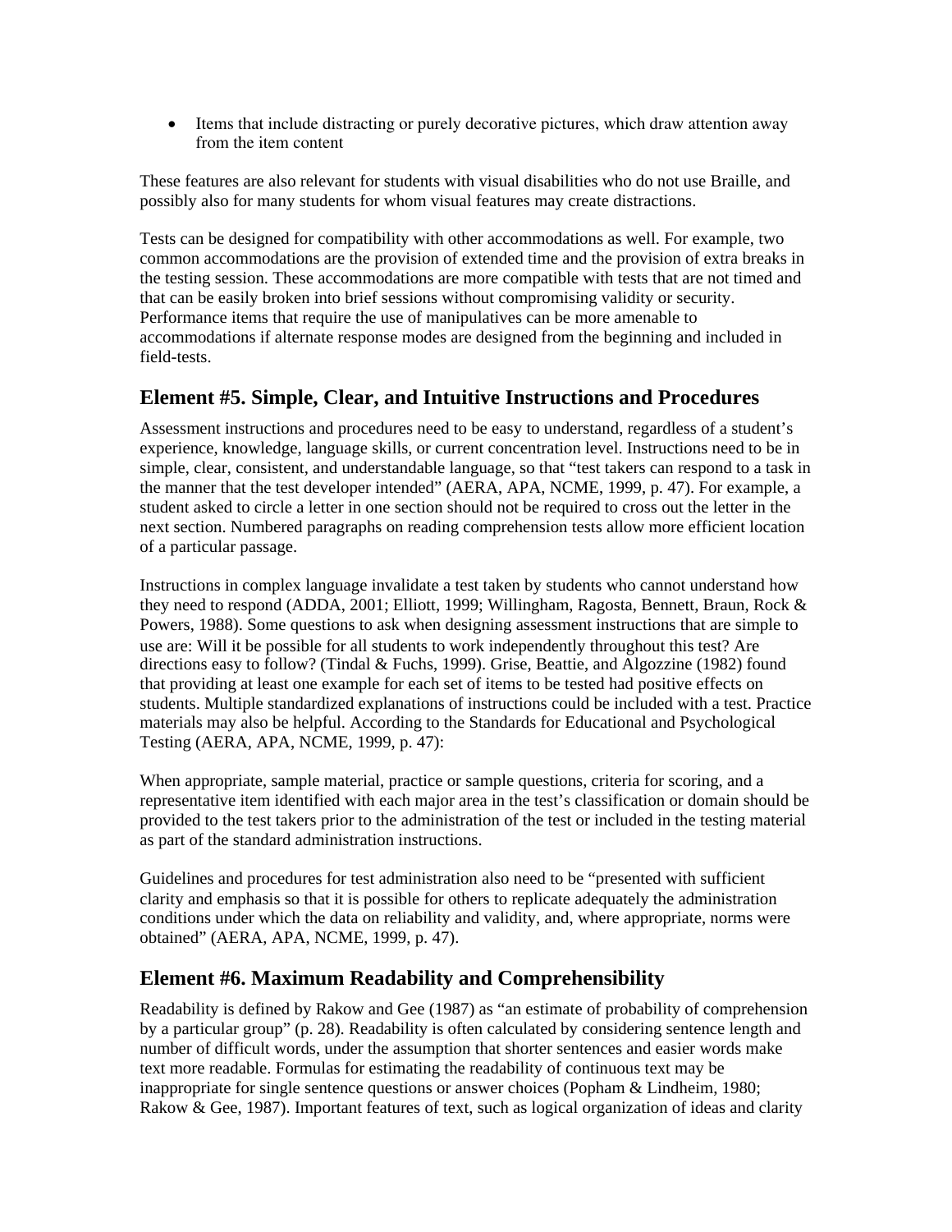- Items that include distracting or purely decorative pictures, which draw attention away from the item content

These features are also relevant for students with visual disabilities who do not use Braille, and possibly also for many students for whom visual features may create distractions.

Tests can be designed for compatibility with other accommodations as well. For example, two common accommodations are the provision of extended time and the provision of extra breaks in the testing session. These accommodations are more compatible with tests that are not timed and that can be easily broken into brief sessions without compromising validity or security. Performance items that require the use of manipulatives can be more amenable to accommodations if alternate response modes are designed from the beginning and included in field-tests.

## Element #5. Simple, Clear, and Intuitive Instructions and Procedures

Assessment instructions and procedures need to be easy to understand, regardless of a student's experience, knowledge, language skills, or current concentration level. Instructions need to be in simple, clear, consistent, and understandable language, so that "test takers can respond to a task in the manner that the test developer intended" (AERA, APA, NCME, 1999, p. 47). For example, a student asked to circle a letter in one section should not be required to cross out the letter in the next section. Numbered paragraphs on reading comprehension tests allow more efficient location of a particular passage.

Instructions in complex language invalidate a test taken by students who cannot understand how they need to respond (ADDA, 2001; Elliott, 1999; Willingham, Ragosta, Bennett, Braun, Rock & Powers, 1988). Some questions to ask when designing assessment instructions that are simple to use are: Will it be possible for all students to work independently throughout this test? Are directions easy to follow? (Tindal & Fuchs, 1999). Grise, Beattie, and Algozzine (1982) found that providing at least one example for each set of items to be tested had positive effects on students. Multiple standardized explanations of instructions could be included with a test. Practice materials may also be helpful. According to the Standards for Educational and Psychological Testing (AERA, APA, NCME, 1999, p. 47):

When appropriate, sample material, practice or sample questions, criteria for scoring, and a representative item identified with each major area in the test's classification or domain should be provided to the test takers prior to the administration of the test or included in the testing material as part of the standard administration instructions.

Guidelines and procedures for test administration also need to be "presented with sufficient clarity and emphasis so that it is possible for others to replicate adequately the administration conditions under which the data on reliability and validity, and, where appropriate, norms were obtained" (AERA, APA, NCME, 1999, p. 47).

## Element #6. Maximum Readability and Comprehensibility

Readability is defined by Rakow and Gee (1987) as "an estimate of probability of comprehension by a particular group" (p. 28). Readability is often calculated by considering sentence length and number of difficult words, under the assumption that shorter sentences and easier words make text more readable. Formulas for estimating the readability of continuous text may be inappropriate for single sentence questions or answer choices (Popham & Lindheim, 1980; Rakow & Gee, 1987). Important features of text, such as logical organization of ideas and clarity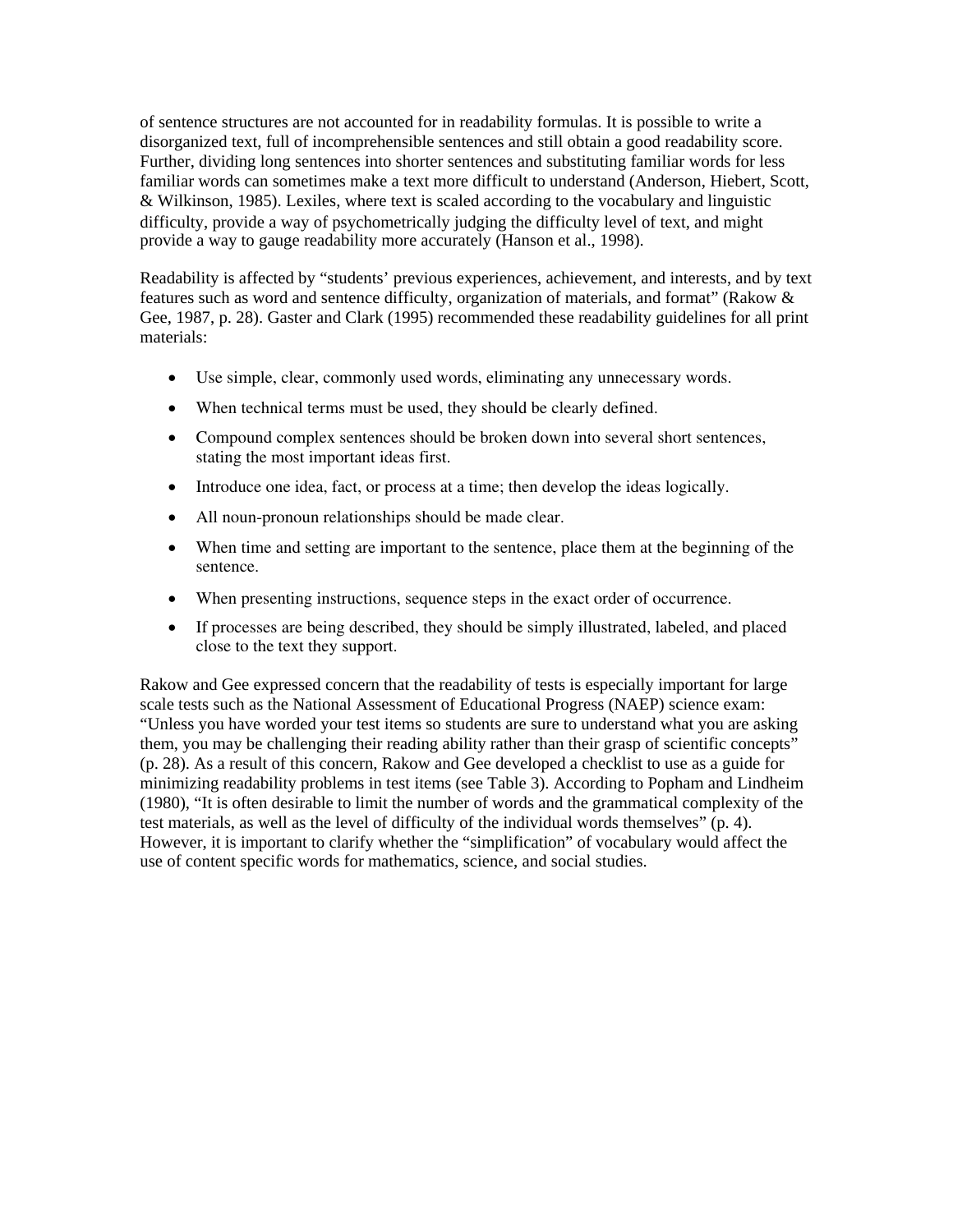of sentence structures are not accounted for in readability formulas. It is possible to write a disorganized text, full of incomprehensible sentences and still obtain a good readability score. Further, dividing long sentences into shorter sentences and substituting familiar words for less familiar words can sometimes make a text more difficult to understand (Anderson, Hiebert, Scott, & Wilkinson, 1985). Lexiles, where text is scaled according to the vocabulary and linguistic difficulty, provide a way of psychometrically judging the difficulty level of text, and might provide a way to gauge readability more accurately (Hanson et al., 1998).

Readability is affected by "students' previous experiences, achievement, and interests, and by text features such as word and sentence difficulty, organization of materials, and format" (Rakow & Gee, 1987, p. 28). Gaster and Clark (1995) recommended these readability guidelines for all print materials:

- Use simple, clear, commonly used words, eliminating any unnecessary words.
- When technical terms must be used, they should be clearly defined.
- Compound complex sentences should be broken down into several short sentences, stating the most important ideas first.
- Introduce one idea, fact, or process at a time; then develop the ideas logically.
- All noun-pronoun relationships should be made clear.
- When time and setting are important to the sentence, place them at the beginning of the sentence.
- When presenting instructions, sequence steps in the exact order of occurrence.
- If processes are being described, they should be simply illustrated, labeled, and placed close to the text they support.

Rakow and Gee expressed concern that the readability of tests is especially important for large scale tests such as the National Assessment of Educational Progress (NAEP) science exam: "Unless you have worded your test items so students are sure to understand what you are asking them, you may be challenging their reading ability rather than their grasp of scientific concepts" (p. 28). As a result of this concern, Rakow and Gee developed a checklist to use as a guide for minimizing readability problems in test items (see Table 3). According to Popham and Lindheim (1980), "It is often desirable to limit the number of words and the grammatical complexity of the test materials, as well as the level of difficulty of the individual words themselves" (p. 4). However, it is important to clarify whether the "simplification" of vocabulary would affect the use of content specific words for mathematics, science, and social studies.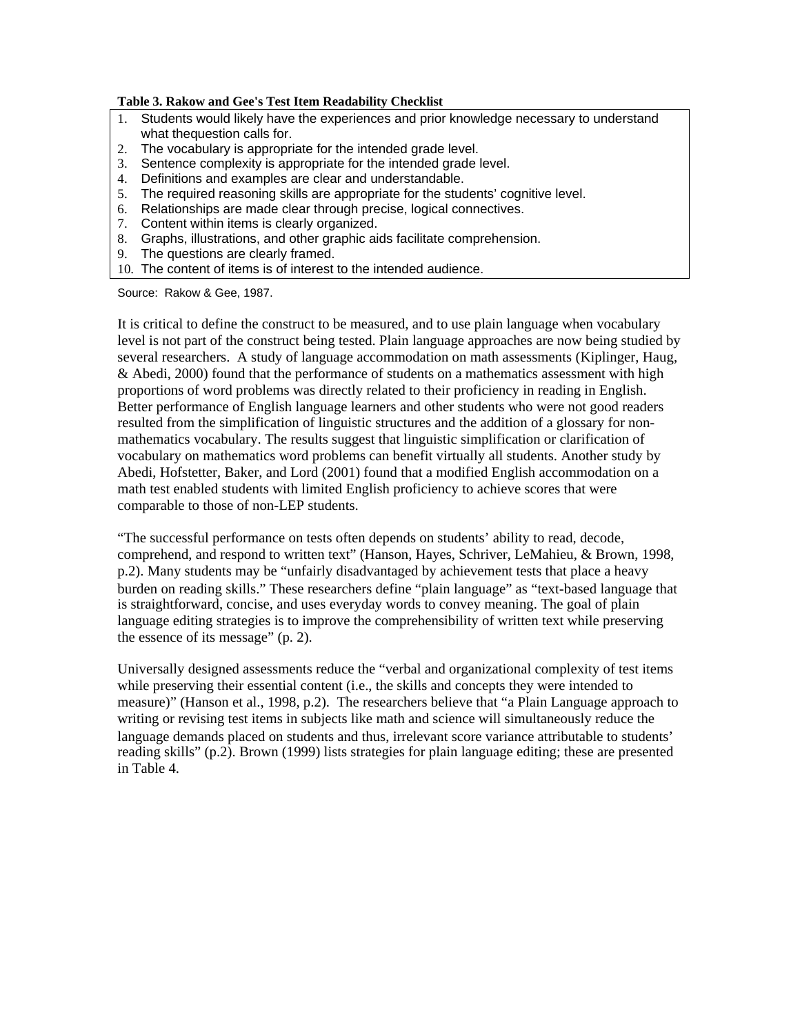**Table 3. Rakow and Gee's Test Item Readability Checklist**

1. Students would likely have the experiences and prior knowledge necessary to understand what thequestion calls for.
2. The vocabulary is appropriate for the intended grade level.
3. Sentence complexity is appropriate for the intended grade level.
4. Definitions and examples are clear and understandable.
5. The required reasoning skills are appropriate for the students' cognitive level.
6. Relationships are made clear through precise, logical connectives.
7. Content within items is clearly organized.
8. Graphs, illustrations, and other graphic aids facilitate comprehension.
9. The questions are clearly framed.
10. The content of items is of interest to the intended audience.

Source: Rakow & Gee, 1987.

It is critical to define the construct to be measured, and to use plain language when vocabulary level is not part of the construct being tested. Plain language approaches are now being studied by several researchers. A study of language accommodation on math assessments (Kiplinger, Haug, & Abedi, 2000) found that the performance of students on a mathematics assessment with high proportions of word problems was directly related to their proficiency in reading in English. Better performance of English language learners and other students who were not good readers resulted from the simplification of linguistic structures and the addition of a glossary for non-mathematics vocabulary. The results suggest that linguistic simplification or clarification of vocabulary on mathematics word problems can benefit virtually all students. Another study by Abedi, Hofstetter, Baker, and Lord (2001) found that a modified English accommodation on a math test enabled students with limited English proficiency to achieve scores that were comparable to those of non-LEP students.

"The successful performance on tests often depends on students' ability to read, decode, comprehend, and respond to written text" (Hanson, Hayes, Schriver, LeMahieu, & Brown, 1998, p.2). Many students may be "unfairly disadvantaged by achievement tests that place a heavy burden on reading skills." These researchers define "plain language" as "text-based language that is straightforward, concise, and uses everyday words to convey meaning. The goal of plain language editing strategies is to improve the comprehensibility of written text while preserving the essence of its message" (p. 2).

Universally designed assessments reduce the "verbal and organizational complexity of test items while preserving their essential content (i.e., the skills and concepts they were intended to measure)" (Hanson et al., 1998, p.2). The researchers believe that "a Plain Language approach to writing or revising test items in subjects like math and science will simultaneously reduce the language demands placed on students and thus, irrelevant score variance attributable to students' reading skills" (p.2). Brown (1999) lists strategies for plain language editing; these are presented in Table 4.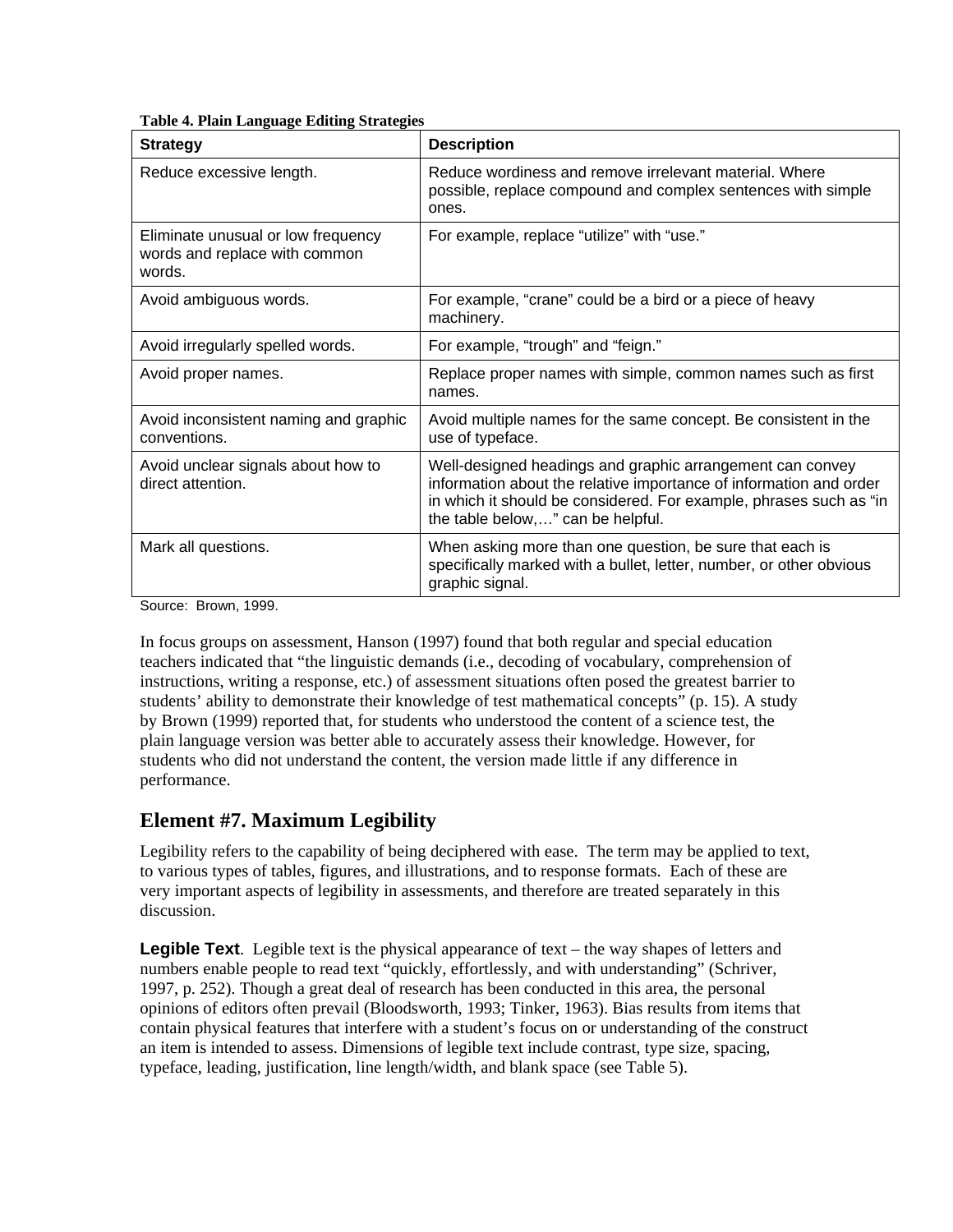**Table 4. Plain Language Editing Strategies**

| Strategy | Description |
|---|---|
| Reduce excessive length. | Reduce wordiness and remove irrelevant material. Where possible, replace compound and complex sentences with simple ones. |
| Eliminate unusual or low frequency words and replace with common words. | For example, replace "utilize" with "use." |
| Avoid ambiguous words. | For example, "crane" could be a bird or a piece of heavy machinery. |
| Avoid irregularly spelled words. | For example, "trough" and "feign." |
| Avoid proper names. | Replace proper names with simple, common names such as first names. |
| Avoid inconsistent naming and graphic conventions. | Avoid multiple names for the same concept. Be consistent in the use of typeface. |
| Avoid unclear signals about how to direct attention. | Well-designed headings and graphic arrangement can convey information about the relative importance of information and order in which it should be considered. For example, phrases such as "in the table below,…" can be helpful. |
| Mark all questions. | When asking more than one question, be sure that each is specifically marked with a bullet, letter, number, or other obvious graphic signal. |

Source: Brown, 1999.

In focus groups on assessment, Hanson (1997) found that both regular and special education teachers indicated that "the linguistic demands (i.e., decoding of vocabulary, comprehension of instructions, writing a response, etc.) of assessment situations often posed the greatest barrier to students' ability to demonstrate their knowledge of test mathematical concepts" (p. 15). A study by Brown (1999) reported that, for students who understood the content of a science test, the plain language version was better able to accurately assess their knowledge. However, for students who did not understand the content, the version made little if any difference in performance.

## Element #7. Maximum Legibility

Legibility refers to the capability of being deciphered with ease. The term may be applied to text, to various types of tables, figures, and illustrations, and to response formats. Each of these are very important aspects of legibility in assessments, and therefore are treated separately in this discussion.

**Legible Text**. Legible text is the physical appearance of text – the way shapes of letters and numbers enable people to read text "quickly, effortlessly, and with understanding" (Schriver, 1997, p. 252). Though a great deal of research has been conducted in this area, the personal opinions of editors often prevail (Bloodsworth, 1993; Tinker, 1963). Bias results from items that contain physical features that interfere with a student's focus on or understanding of the construct an item is intended to assess. Dimensions of legible text include contrast, type size, spacing, typeface, leading, justification, line length/width, and blank space (see Table 5).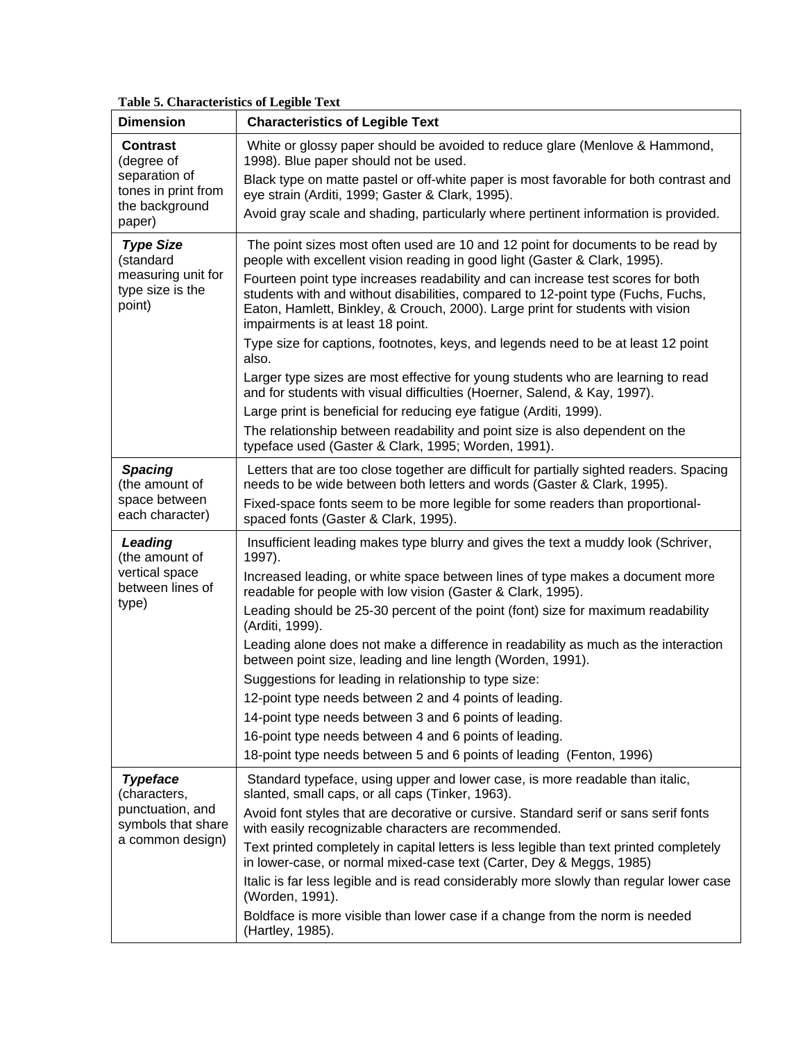**Table 5. Characteristics of Legible Text**

| Dimension | Characteristics of Legible Text |
|---|---|
| **Contrast** (degree of separation of tones in print from the background paper) | White or glossy paper should be avoided to reduce glare (Menlove & Hammond, 1998). Blue paper should not be used.<br>Black type on matte pastel or off-white paper is most favorable for both contrast and eye strain (Arditi, 1999; Gaster & Clark, 1995).<br>Avoid gray scale and shading, particularly where pertinent information is provided. |
| ***Type Size*** (standard measuring unit for type size is the point) | The point sizes most often used are 10 and 12 point for documents to be read by people with excellent vision reading in good light (Gaster & Clark, 1995).<br>Fourteen point type increases readability and can increase test scores for both students with and without disabilities, compared to 12-point type (Fuchs, Fuchs, Eaton, Hamlett, Binkley, & Crouch, 2000). Large print for students with vision impairments is at least 18 point.<br>Type size for captions, footnotes, keys, and legends need to be at least 12 point also.<br>Larger type sizes are most effective for young students who are learning to read and for students with visual difficulties (Hoerner, Salend, & Kay, 1997).<br>Large print is beneficial for reducing eye fatigue (Arditi, 1999).<br>The relationship between readability and point size is also dependent on the typeface used (Gaster & Clark, 1995; Worden, 1991). |
| ***Spacing*** (the amount of space between each character) | Letters that are too close together are difficult for partially sighted readers. Spacing needs to be wide between both letters and words (Gaster & Clark, 1995).<br>Fixed-space fonts seem to be more legible for some readers than proportional-spaced fonts (Gaster & Clark, 1995). |
| ***Leading*** (the amount of vertical space between lines of type) | Insufficient leading makes type blurry and gives the text a muddy look (Schriver, 1997).<br>Increased leading, or white space between lines of type makes a document more readable for people with low vision (Gaster & Clark, 1995).<br>Leading should be 25-30 percent of the point (font) size for maximum readability (Arditi, 1999).<br>Leading alone does not make a difference in readability as much as the interaction between point size, leading and line length (Worden, 1991).<br>Suggestions for leading in relationship to type size:<br>12-point type needs between 2 and 4 points of leading.<br>14-point type needs between 3 and 6 points of leading.<br>16-point type needs between 4 and 6 points of leading.<br>18-point type needs between 5 and 6 points of leading (Fenton, 1996) |
| ***Typeface*** (characters, punctuation, and symbols that share a common design) | Standard typeface, using upper and lower case, is more readable than italic, slanted, small caps, or all caps (Tinker, 1963).<br>Avoid font styles that are decorative or cursive. Standard serif or sans serif fonts with easily recognizable characters are recommended.<br>Text printed completely in capital letters is less legible than text printed completely in lower-case, or normal mixed-case text (Carter, Dey & Meggs, 1985)<br>Italic is far less legible and is read considerably more slowly than regular lower case (Worden, 1991).<br>Boldface is more visible than lower case if a change from the norm is needed (Hartley, 1985). |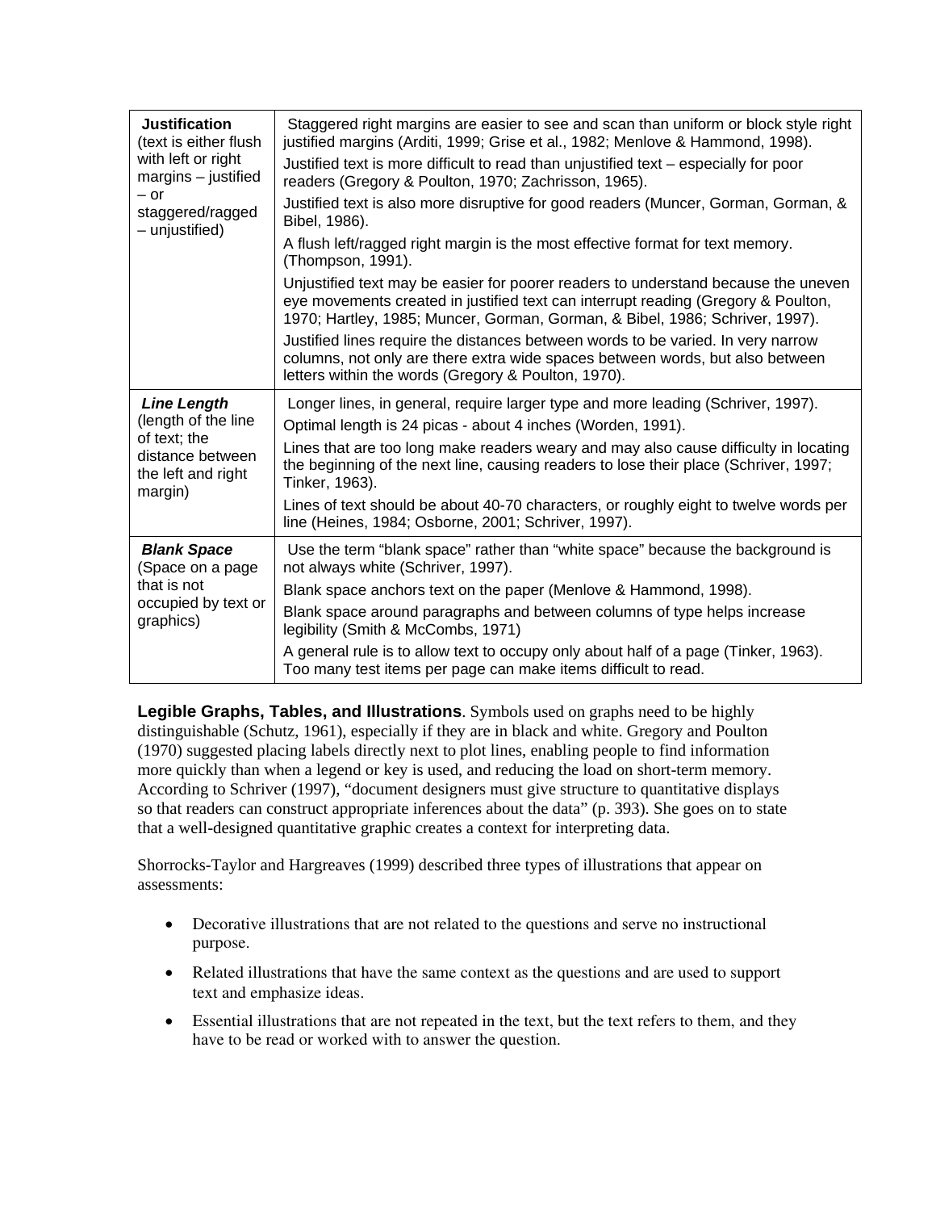| | |
|---|---|
| **Justification** (text is either flush with left or right margins – justified – or staggered/ragged – unjustified) | Staggered right margins are easier to see and scan than uniform or block style right justified margins (Arditi, 1999; Grise et al., 1982; Menlove & Hammond, 1998).<br>Justified text is more difficult to read than unjustified text – especially for poor readers (Gregory & Poulton, 1970; Zachrisson, 1965).<br>Justified text is also more disruptive for good readers (Muncer, Gorman, Gorman, & Bibel, 1986).<br>A flush left/ragged right margin is the most effective format for text memory. (Thompson, 1991).<br>Unjustified text may be easier for poorer readers to understand because the uneven eye movements created in justified text can interrupt reading (Gregory & Poulton, 1970; Hartley, 1985; Muncer, Gorman, Gorman, & Bibel, 1986; Schriver, 1997).<br>Justified lines require the distances between words to be varied. In very narrow columns, not only are there extra wide spaces between words, but also between letters within the words (Gregory & Poulton, 1970). |
| ***Line Length*** (length of the line of text; the distance between the left and right margin) | Longer lines, in general, require larger type and more leading (Schriver, 1997).<br>Optimal length is 24 picas - about 4 inches (Worden, 1991).<br>Lines that are too long make readers weary and may also cause difficulty in locating the beginning of the next line, causing readers to lose their place (Schriver, 1997; Tinker, 1963).<br>Lines of text should be about 40-70 characters, or roughly eight to twelve words per line (Heines, 1984; Osborne, 2001; Schriver, 1997). |
| ***Blank Space*** (Space on a page that is not occupied by text or graphics) | Use the term "blank space" rather than "white space" because the background is not always white (Schriver, 1997).<br>Blank space anchors text on the paper (Menlove & Hammond, 1998).<br>Blank space around paragraphs and between columns of type helps increase legibility (Smith & McCombs, 1971)<br>A general rule is to allow text to occupy only about half of a page (Tinker, 1963). Too many test items per page can make items difficult to read. |

**Legible Graphs, Tables, and Illustrations**. Symbols used on graphs need to be highly distinguishable (Schutz, 1961), especially if they are in black and white. Gregory and Poulton (1970) suggested placing labels directly next to plot lines, enabling people to find information more quickly than when a legend or key is used, and reducing the load on short-term memory. According to Schriver (1997), "document designers must give structure to quantitative displays so that readers can construct appropriate inferences about the data" (p. 393). She goes on to state that a well-designed quantitative graphic creates a context for interpreting data.

Shorrocks-Taylor and Hargreaves (1999) described three types of illustrations that appear on assessments:

- Decorative illustrations that are not related to the questions and serve no instructional purpose.
- Related illustrations that have the same context as the questions and are used to support text and emphasize ideas.
- Essential illustrations that are not repeated in the text, but the text refers to them, and they have to be read or worked with to answer the question.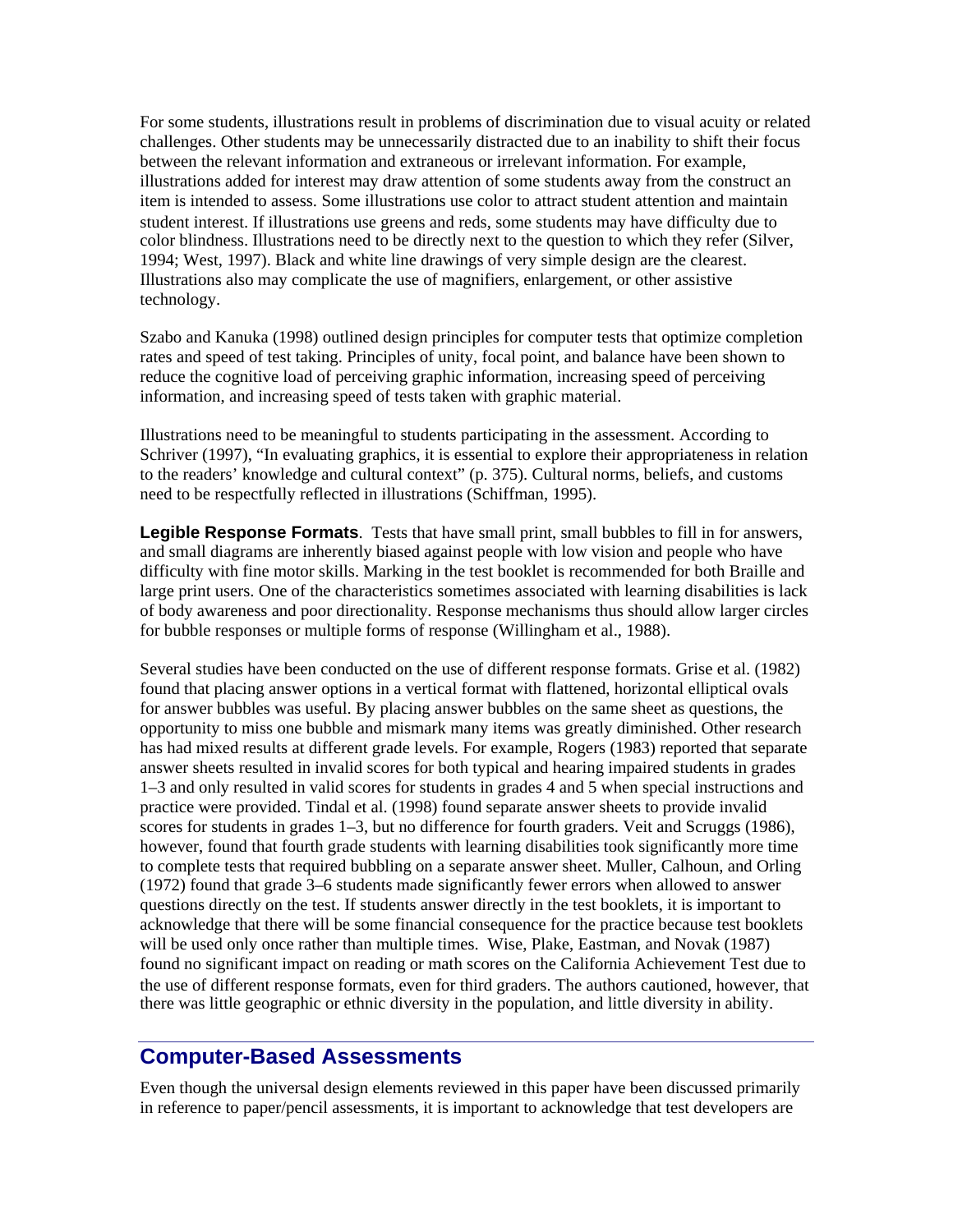For some students, illustrations result in problems of discrimination due to visual acuity or related challenges. Other students may be unnecessarily distracted due to an inability to shift their focus between the relevant information and extraneous or irrelevant information. For example, illustrations added for interest may draw attention of some students away from the construct an item is intended to assess. Some illustrations use color to attract student attention and maintain student interest. If illustrations use greens and reds, some students may have difficulty due to color blindness. Illustrations need to be directly next to the question to which they refer (Silver, 1994; West, 1997). Black and white line drawings of very simple design are the clearest. Illustrations also may complicate the use of magnifiers, enlargement, or other assistive technology.

Szabo and Kanuka (1998) outlined design principles for computer tests that optimize completion rates and speed of test taking. Principles of unity, focal point, and balance have been shown to reduce the cognitive load of perceiving graphic information, increasing speed of perceiving information, and increasing speed of tests taken with graphic material.

Illustrations need to be meaningful to students participating in the assessment. According to Schriver (1997), "In evaluating graphics, it is essential to explore their appropriateness in relation to the readers' knowledge and cultural context" (p. 375). Cultural norms, beliefs, and customs need to be respectfully reflected in illustrations (Schiffman, 1995).

**Legible Response Formats**. Tests that have small print, small bubbles to fill in for answers, and small diagrams are inherently biased against people with low vision and people who have difficulty with fine motor skills. Marking in the test booklet is recommended for both Braille and large print users. One of the characteristics sometimes associated with learning disabilities is lack of body awareness and poor directionality. Response mechanisms thus should allow larger circles for bubble responses or multiple forms of response (Willingham et al., 1988).

Several studies have been conducted on the use of different response formats. Grise et al. (1982) found that placing answer options in a vertical format with flattened, horizontal elliptical ovals for answer bubbles was useful. By placing answer bubbles on the same sheet as questions, the opportunity to miss one bubble and mismark many items was greatly diminished. Other research has had mixed results at different grade levels. For example, Rogers (1983) reported that separate answer sheets resulted in invalid scores for both typical and hearing impaired students in grades 1–3 and only resulted in valid scores for students in grades 4 and 5 when special instructions and practice were provided. Tindal et al. (1998) found separate answer sheets to provide invalid scores for students in grades 1–3, but no difference for fourth graders. Veit and Scruggs (1986), however, found that fourth grade students with learning disabilities took significantly more time to complete tests that required bubbling on a separate answer sheet. Muller, Calhoun, and Orling (1972) found that grade 3–6 students made significantly fewer errors when allowed to answer questions directly on the test. If students answer directly in the test booklets, it is important to acknowledge that there will be some financial consequence for the practice because test booklets will be used only once rather than multiple times. Wise, Plake, Eastman, and Novak (1987) found no significant impact on reading or math scores on the California Achievement Test due to the use of different response formats, even for third graders. The authors cautioned, however, that there was little geographic or ethnic diversity in the population, and little diversity in ability.

## Computer-Based Assessments

Even though the universal design elements reviewed in this paper have been discussed primarily in reference to paper/pencil assessments, it is important to acknowledge that test developers are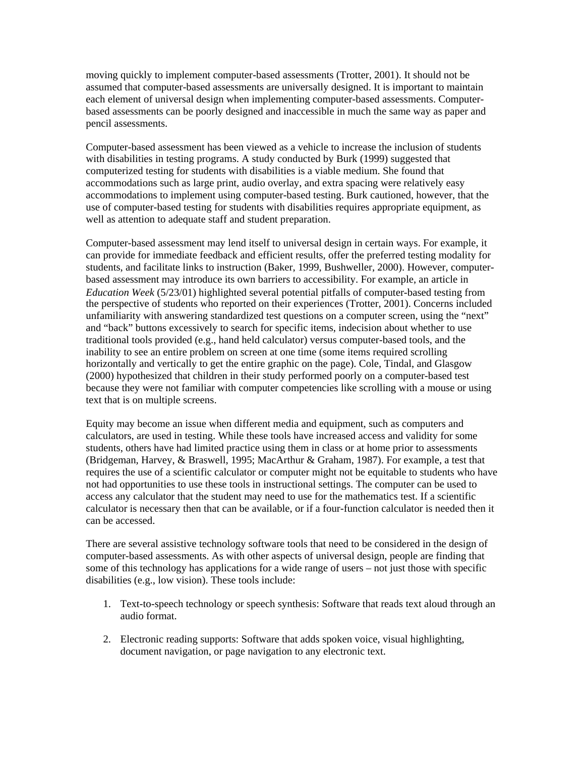moving quickly to implement computer-based assessments (Trotter, 2001). It should not be assumed that computer-based assessments are universally designed. It is important to maintain each element of universal design when implementing computer-based assessments. Computer-based assessments can be poorly designed and inaccessible in much the same way as paper and pencil assessments.

Computer-based assessment has been viewed as a vehicle to increase the inclusion of students with disabilities in testing programs. A study conducted by Burk (1999) suggested that computerized testing for students with disabilities is a viable medium. She found that accommodations such as large print, audio overlay, and extra spacing were relatively easy accommodations to implement using computer-based testing. Burk cautioned, however, that the use of computer-based testing for students with disabilities requires appropriate equipment, as well as attention to adequate staff and student preparation.

Computer-based assessment may lend itself to universal design in certain ways. For example, it can provide for immediate feedback and efficient results, offer the preferred testing modality for students, and facilitate links to instruction (Baker, 1999, Bushweller, 2000). However, computer-based assessment may introduce its own barriers to accessibility. For example, an article in *Education Week* (5/23/01) highlighted several potential pitfalls of computer-based testing from the perspective of students who reported on their experiences (Trotter, 2001). Concerns included unfamiliarity with answering standardized test questions on a computer screen, using the "next" and "back" buttons excessively to search for specific items, indecision about whether to use traditional tools provided (e.g., hand held calculator) versus computer-based tools, and the inability to see an entire problem on screen at one time (some items required scrolling horizontally and vertically to get the entire graphic on the page). Cole, Tindal, and Glasgow (2000) hypothesized that children in their study performed poorly on a computer-based test because they were not familiar with computer competencies like scrolling with a mouse or using text that is on multiple screens.

Equity may become an issue when different media and equipment, such as computers and calculators, are used in testing. While these tools have increased access and validity for some students, others have had limited practice using them in class or at home prior to assessments (Bridgeman, Harvey, & Braswell, 1995; MacArthur & Graham, 1987). For example, a test that requires the use of a scientific calculator or computer might not be equitable to students who have not had opportunities to use these tools in instructional settings. The computer can be used to access any calculator that the student may need to use for the mathematics test. If a scientific calculator is necessary then that can be available, or if a four-function calculator is needed then it can be accessed.

There are several assistive technology software tools that need to be considered in the design of computer-based assessments. As with other aspects of universal design, people are finding that some of this technology has applications for a wide range of users – not just those with specific disabilities (e.g., low vision). These tools include:

1. Text-to-speech technology or speech synthesis: Software that reads text aloud through an audio format.

2. Electronic reading supports: Software that adds spoken voice, visual highlighting, document navigation, or page navigation to any electronic text.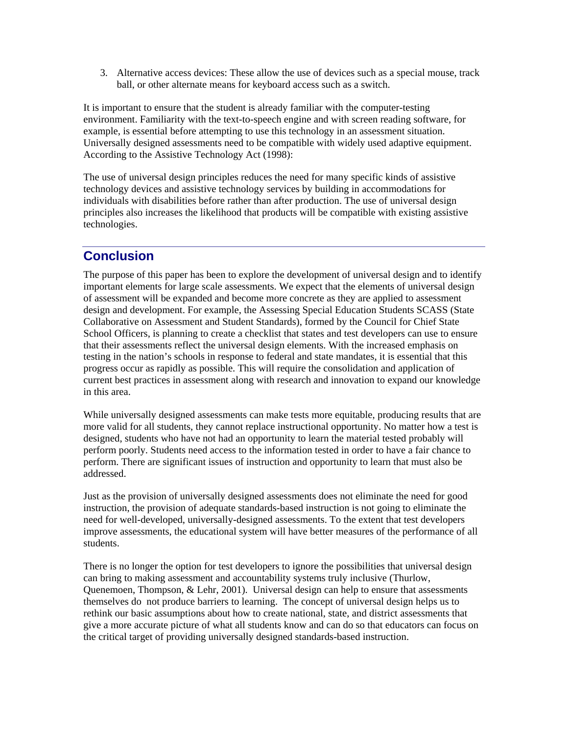3. Alternative access devices: These allow the use of devices such as a special mouse, track ball, or other alternate means for keyboard access such as a switch.

It is important to ensure that the student is already familiar with the computer-testing environment. Familiarity with the text-to-speech engine and with screen reading software, for example, is essential before attempting to use this technology in an assessment situation. Universally designed assessments need to be compatible with widely used adaptive equipment. According to the Assistive Technology Act (1998):

The use of universal design principles reduces the need for many specific kinds of assistive technology devices and assistive technology services by building in accommodations for individuals with disabilities before rather than after production. The use of universal design principles also increases the likelihood that products will be compatible with existing assistive technologies.

## Conclusion

The purpose of this paper has been to explore the development of universal design and to identify important elements for large scale assessments. We expect that the elements of universal design of assessment will be expanded and become more concrete as they are applied to assessment design and development. For example, the Assessing Special Education Students SCASS (State Collaborative on Assessment and Student Standards), formed by the Council for Chief State School Officers, is planning to create a checklist that states and test developers can use to ensure that their assessments reflect the universal design elements. With the increased emphasis on testing in the nation's schools in response to federal and state mandates, it is essential that this progress occur as rapidly as possible. This will require the consolidation and application of current best practices in assessment along with research and innovation to expand our knowledge in this area.

While universally designed assessments can make tests more equitable, producing results that are more valid for all students, they cannot replace instructional opportunity. No matter how a test is designed, students who have not had an opportunity to learn the material tested probably will perform poorly. Students need access to the information tested in order to have a fair chance to perform. There are significant issues of instruction and opportunity to learn that must also be addressed.

Just as the provision of universally designed assessments does not eliminate the need for good instruction, the provision of adequate standards-based instruction is not going to eliminate the need for well-developed, universally-designed assessments. To the extent that test developers improve assessments, the educational system will have better measures of the performance of all students.

There is no longer the option for test developers to ignore the possibilities that universal design can bring to making assessment and accountability systems truly inclusive (Thurlow, Quenemoen, Thompson, & Lehr, 2001). Universal design can help to ensure that assessments themselves do not produce barriers to learning. The concept of universal design helps us to rethink our basic assumptions about how to create national, state, and district assessments that give a more accurate picture of what all students know and can do so that educators can focus on the critical target of providing universally designed standards-based instruction.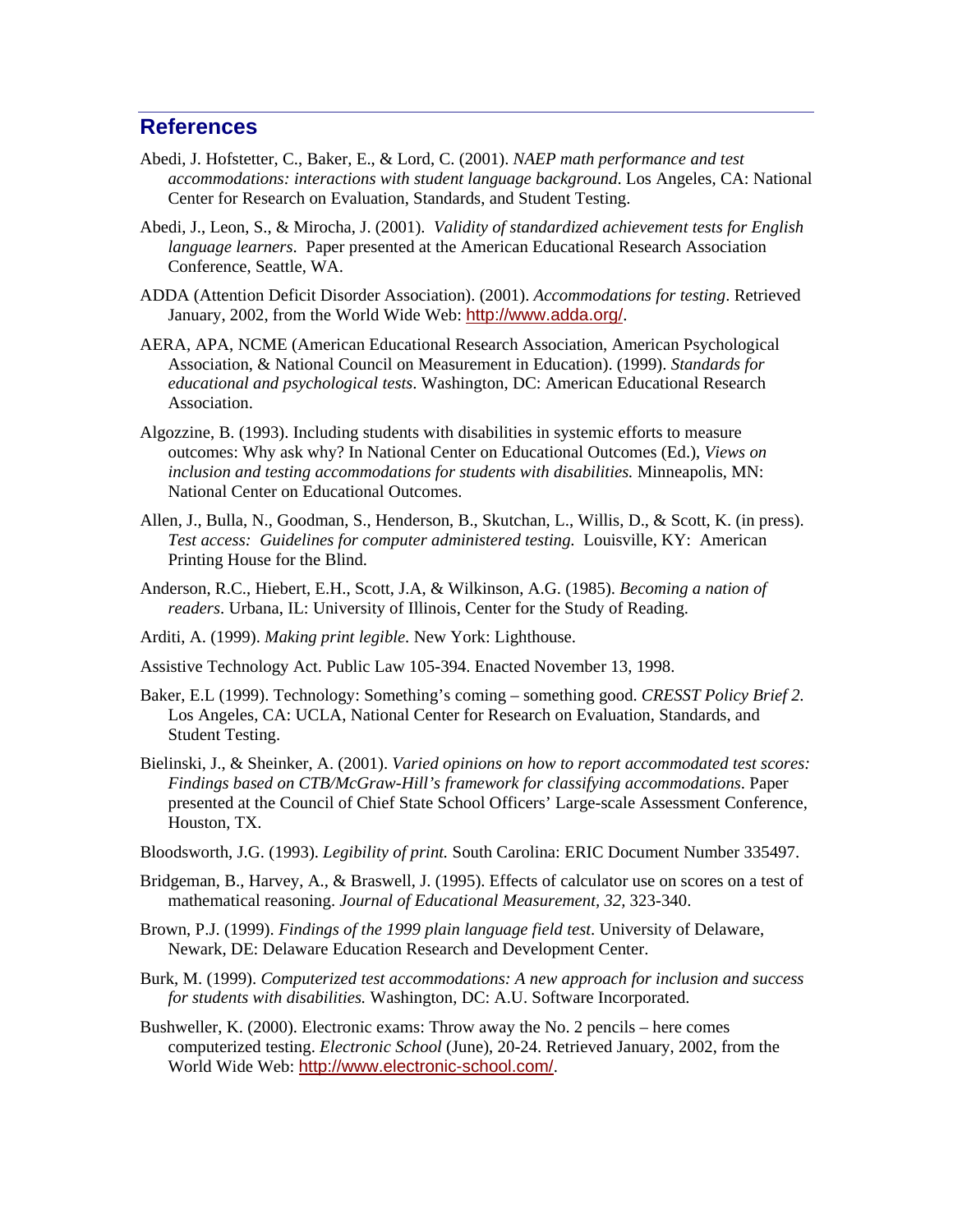## References

Abedi, J. Hofstetter, C., Baker, E., & Lord, C. (2001). *NAEP math performance and test accommodations: interactions with student language background*. Los Angeles, CA: National Center for Research on Evaluation, Standards, and Student Testing.

Abedi, J., Leon, S., & Mirocha, J. (2001). *Validity of standardized achievement tests for English language learners*. Paper presented at the American Educational Research Association Conference, Seattle, WA.

ADDA (Attention Deficit Disorder Association). (2001). *Accommodations for testing*. Retrieved January, 2002, from the World Wide Web: http://www.adda.org/.

AERA, APA, NCME (American Educational Research Association, American Psychological Association, & National Council on Measurement in Education). (1999). *Standards for educational and psychological tests*. Washington, DC: American Educational Research Association.

Algozzine, B. (1993). Including students with disabilities in systemic efforts to measure outcomes: Why ask why? In National Center on Educational Outcomes (Ed.), *Views on inclusion and testing accommodations for students with disabilities.* Minneapolis, MN: National Center on Educational Outcomes.

Allen, J., Bulla, N., Goodman, S., Henderson, B., Skutchan, L., Willis, D., & Scott, K. (in press). *Test access: Guidelines for computer administered testing.* Louisville, KY: American Printing House for the Blind.

Anderson, R.C., Hiebert, E.H., Scott, J.A, & Wilkinson, A.G. (1985). *Becoming a nation of readers*. Urbana, IL: University of Illinois, Center for the Study of Reading.

Arditi, A. (1999). *Making print legible.* New York: Lighthouse.

Assistive Technology Act. Public Law 105-394. Enacted November 13, 1998.

Baker, E.L (1999). Technology: Something's coming – something good. *CRESST Policy Brief 2.* Los Angeles, CA: UCLA, National Center for Research on Evaluation, Standards, and Student Testing.

Bielinski, J., & Sheinker, A. (2001). *Varied opinions on how to report accommodated test scores: Findings based on CTB/McGraw-Hill's framework for classifying accommodations*. Paper presented at the Council of Chief State School Officers' Large-scale Assessment Conference, Houston, TX.

Bloodsworth, J.G. (1993). *Legibility of print.* South Carolina: ERIC Document Number 335497.

Bridgeman, B., Harvey, A., & Braswell, J. (1995). Effects of calculator use on scores on a test of mathematical reasoning. *Journal of Educational Measurement, 32,* 323-340.

Brown, P.J. (1999). *Findings of the 1999 plain language field test*. University of Delaware, Newark, DE: Delaware Education Research and Development Center.

Burk, M. (1999). *Computerized test accommodations: A new approach for inclusion and success for students with disabilities.* Washington, DC: A.U. Software Incorporated.

Bushweller, K. (2000). Electronic exams: Throw away the No. 2 pencils – here comes computerized testing. *Electronic School* (June), 20-24. Retrieved January, 2002, from the World Wide Web: http://www.electronic-school.com/.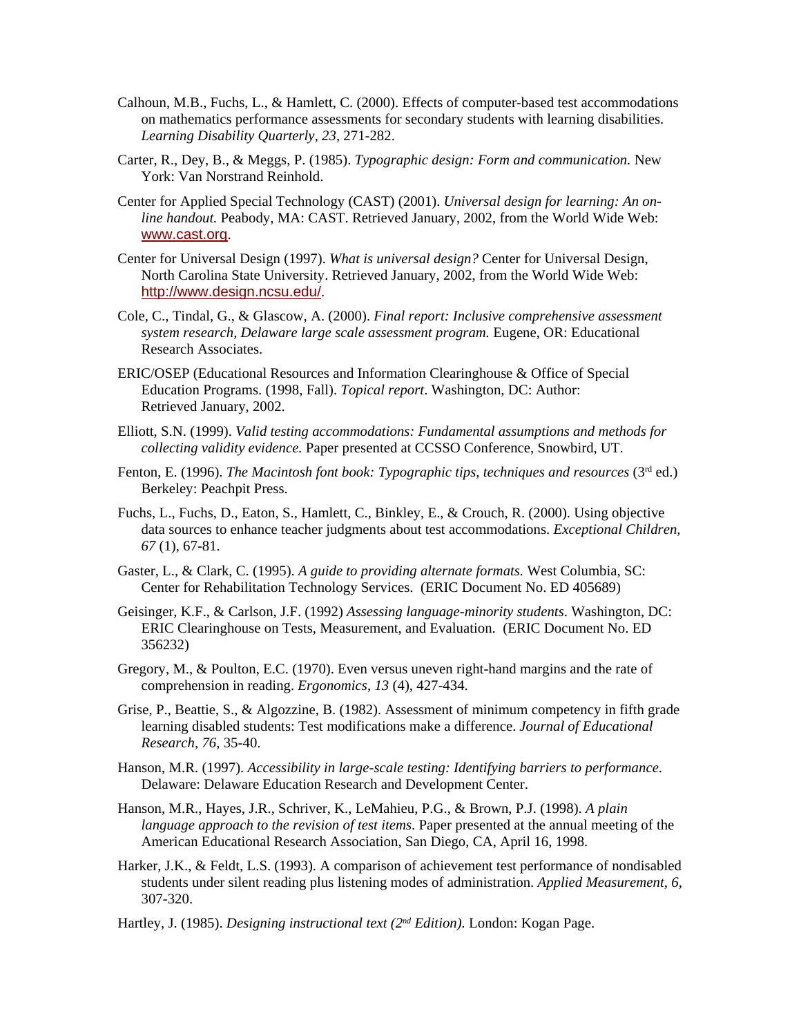Calhoun, M.B., Fuchs, L., & Hamlett, C. (2000). Effects of computer-based test accommodations on mathematics performance assessments for secondary students with learning disabilities. *Learning Disability Quarterly, 23,* 271-282.

Carter, R., Dey, B., & Meggs, P. (1985). *Typographic design: Form and communication.* New York: Van Norstrand Reinhold.

Center for Applied Special Technology (CAST) (2001). *Universal design for learning: An on-line handout.* Peabody, MA: CAST. Retrieved January, 2002, from the World Wide Web: www.cast.org.

Center for Universal Design (1997). *What is universal design?* Center for Universal Design, North Carolina State University. Retrieved January, 2002, from the World Wide Web: http://www.design.ncsu.edu/.

Cole, C., Tindal, G., & Glascow, A. (2000). *Final report: Inclusive comprehensive assessment system research, Delaware large scale assessment program.* Eugene, OR: Educational Research Associates.

ERIC/OSEP (Educational Resources and Information Clearinghouse & Office of Special Education Programs. (1998, Fall). *Topical report*. Washington, DC: Author: Retrieved January, 2002.

Elliott, S.N. (1999). *Valid testing accommodations: Fundamental assumptions and methods for collecting validity evidence.* Paper presented at CCSSO Conference, Snowbird, UT.

Fenton, E. (1996). *The Macintosh font book: Typographic tips, techniques and resources* (3rd ed.) Berkeley: Peachpit Press.

Fuchs, L., Fuchs, D., Eaton, S., Hamlett, C., Binkley, E., & Crouch, R. (2000). Using objective data sources to enhance teacher judgments about test accommodations. *Exceptional Children, 67* (1), 67-81.

Gaster, L., & Clark, C. (1995). *A guide to providing alternate formats.* West Columbia, SC: Center for Rehabilitation Technology Services. (ERIC Document No. ED 405689)

Geisinger, K.F., & Carlson, J.F. (1992) *Assessing language-minority students*. Washington, DC: ERIC Clearinghouse on Tests, Measurement, and Evaluation. (ERIC Document No. ED 356232)

Gregory, M., & Poulton, E.C. (1970). Even versus uneven right-hand margins and the rate of comprehension in reading. *Ergonomics, 13* (4), 427-434.

Grise, P., Beattie, S., & Algozzine, B. (1982). Assessment of minimum competency in fifth grade learning disabled students: Test modifications make a difference. *Journal of Educational Research, 76,* 35-40.

Hanson, M.R. (1997). *Accessibility in large-scale testing: Identifying barriers to performance.* Delaware: Delaware Education Research and Development Center.

Hanson, M.R., Hayes, J.R., Schriver, K., LeMahieu, P.G., & Brown, P.J. (1998). *A plain language approach to the revision of test items*. Paper presented at the annual meeting of the American Educational Research Association, San Diego, CA, April 16, 1998.

Harker, J.K., & Feldt, L.S. (1993). A comparison of achievement test performance of nondisabled students under silent reading plus listening modes of administration. *Applied Measurement, 6,* 307-320.

Hartley, J. (1985). *Designing instructional text (2nd Edition).* London: Kogan Page.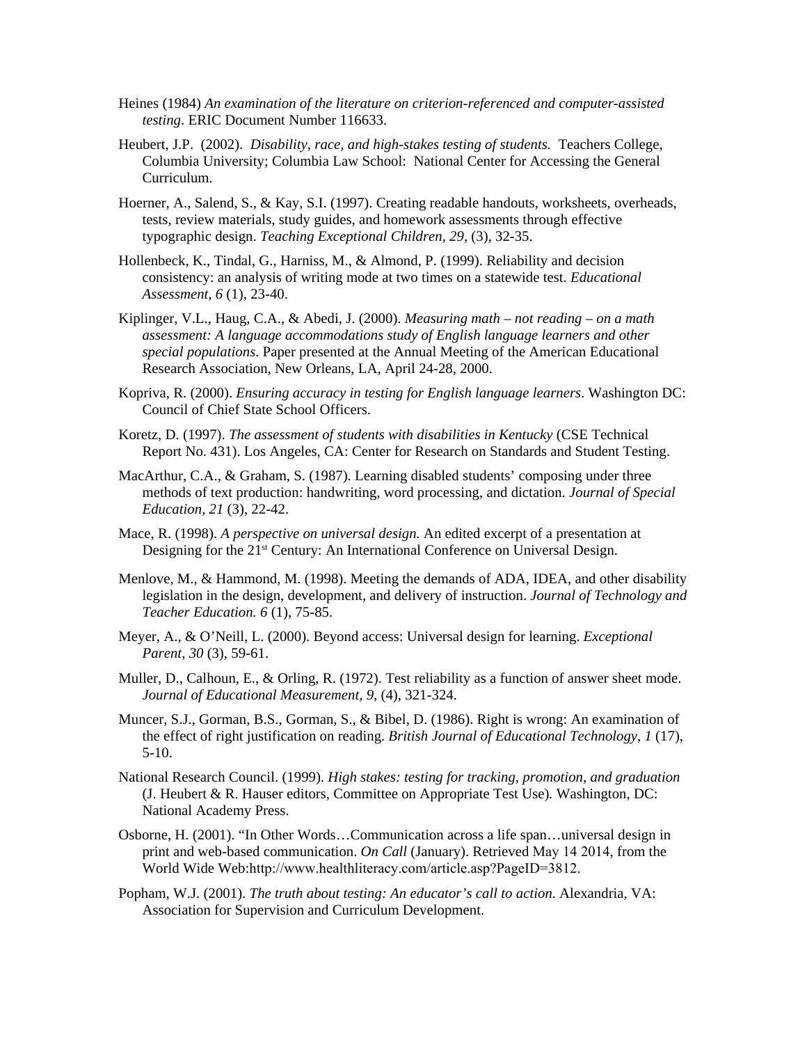Heines (1984) *An examination of the literature on criterion-referenced and computer-assisted testing*. ERIC Document Number 116633.

Heubert, J.P. (2002). *Disability, race, and high-stakes testing of students.* Teachers College, Columbia University; Columbia Law School: National Center for Accessing the General Curriculum.

Hoerner, A., Salend, S., & Kay, S.I. (1997). Creating readable handouts, worksheets, overheads, tests, review materials, study guides, and homework assessments through effective typographic design. *Teaching Exceptional Children, 29,* (3), 32-35.

Hollenbeck, K., Tindal, G., Harniss, M., & Almond, P. (1999). Reliability and decision consistency: an analysis of writing mode at two times on a statewide test. *Educational Assessment, 6* (1), 23-40.

Kiplinger, V.L., Haug, C.A., & Abedi, J. (2000). *Measuring math – not reading – on a math assessment: A language accommodations study of English language learners and other special populations*. Paper presented at the Annual Meeting of the American Educational Research Association, New Orleans, LA, April 24-28, 2000.

Kopriva, R. (2000). *Ensuring accuracy in testing for English language learners*. Washington DC: Council of Chief State School Officers.

Koretz, D. (1997). *The assessment of students with disabilities in Kentucky* (CSE Technical Report No. 431). Los Angeles, CA: Center for Research on Standards and Student Testing.

MacArthur, C.A., & Graham, S. (1987). Learning disabled students' composing under three methods of text production: handwriting, word processing, and dictation. *Journal of Special Education, 21* (3), 22-42.

Mace, R. (1998). *A perspective on universal design.* An edited excerpt of a presentation at Designing for the 21st Century: An International Conference on Universal Design.

Menlove, M., & Hammond, M. (1998). Meeting the demands of ADA, IDEA, and other disability legislation in the design, development, and delivery of instruction. *Journal of Technology and Teacher Education. 6* (1), 75-85.

Meyer, A., & O'Neill, L. (2000). Beyond access: Universal design for learning. *Exceptional Parent, 30* (3), 59-61.

Muller, D., Calhoun, E., & Orling, R. (1972). Test reliability as a function of answer sheet mode. *Journal of Educational Measurement, 9,* (4), 321-324.

Muncer, S.J., Gorman, B.S., Gorman, S., & Bibel, D. (1986). Right is wrong: An examination of the effect of right justification on reading. *British Journal of Educational Technology, 1* (17), 5-10.

National Research Council. (1999). *High stakes: testing for tracking, promotion, and graduation* (J. Heubert & R. Hauser editors, Committee on Appropriate Test Use)*.* Washington, DC: National Academy Press.

Osborne, H. (2001). "In Other Words…Communication across a life span…universal design in print and web-based communication. *On Call* (January). Retrieved May 14 2014, from the World Wide Web:http://www.healthliteracy.com/article.asp?PageID=3812.

Popham, W.J. (2001). *The truth about testing: An educator's call to action.* Alexandria, VA: Association for Supervision and Curriculum Development.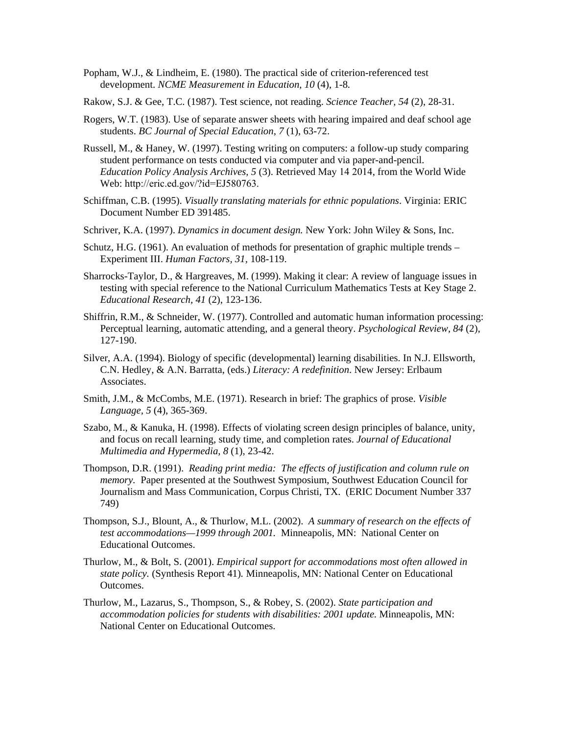Popham, W.J., & Lindheim, E. (1980). The practical side of criterion-referenced test development. *NCME Measurement in Education, 10* (4), 1-8.

Rakow, S.J. & Gee, T.C. (1987). Test science, not reading. *Science Teacher, 54* (2), 28-31.

Rogers, W.T. (1983). Use of separate answer sheets with hearing impaired and deaf school age students. *BC Journal of Special Education, 7* (1), 63-72.

Russell, M., & Haney, W. (1997). Testing writing on computers: a follow-up study comparing student performance on tests conducted via computer and via paper-and-pencil. *Education Policy Analysis Archives, 5* (3). Retrieved May 14 2014, from the World Wide Web: http://eric.ed.gov/?id=EJ580763.

Schiffman, C.B. (1995). *Visually translating materials for ethnic populations*. Virginia: ERIC Document Number ED 391485.

Schriver, K.A. (1997). *Dynamics in document design.* New York: John Wiley & Sons, Inc.

Schutz, H.G. (1961). An evaluation of methods for presentation of graphic multiple trends – Experiment III. *Human Factors, 31*, 108-119.

Sharrocks-Taylor, D., & Hargreaves, M. (1999). Making it clear: A review of language issues in testing with special reference to the National Curriculum Mathematics Tests at Key Stage 2. *Educational Research, 41* (2), 123-136.

Shiffrin, R.M., & Schneider, W. (1977). Controlled and automatic human information processing: Perceptual learning, automatic attending, and a general theory. *Psychological Review, 84* (2), 127-190.

Silver, A.A. (1994). Biology of specific (developmental) learning disabilities. In N.J. Ellsworth, C.N. Hedley, & A.N. Barratta, (eds.) *Literacy: A redefinition*. New Jersey: Erlbaum Associates.

Smith, J.M., & McCombs, M.E. (1971). Research in brief: The graphics of prose. *Visible Language, 5* (4), 365-369.

Szabo, M., & Kanuka, H. (1998). Effects of violating screen design principles of balance, unity, and focus on recall learning, study time, and completion rates. *Journal of Educational Multimedia and Hypermedia, 8* (1), 23-42.

Thompson, D.R. (1991). *Reading print media: The effects of justification and column rule on memory.* Paper presented at the Southwest Symposium, Southwest Education Council for Journalism and Mass Communication, Corpus Christi, TX. (ERIC Document Number 337 749)

Thompson, S.J., Blount, A., & Thurlow, M.L. (2002). *A summary of research on the effects of test accommodations—1999 through 2001.* Minneapolis, MN: National Center on Educational Outcomes.

Thurlow, M., & Bolt, S. (2001). *Empirical support for accommodations most often allowed in state policy.* (Synthesis Report 41). Minneapolis, MN: National Center on Educational Outcomes.

Thurlow, M., Lazarus, S., Thompson, S., & Robey, S. (2002). *State participation and accommodation policies for students with disabilities: 2001 update.* Minneapolis, MN: National Center on Educational Outcomes.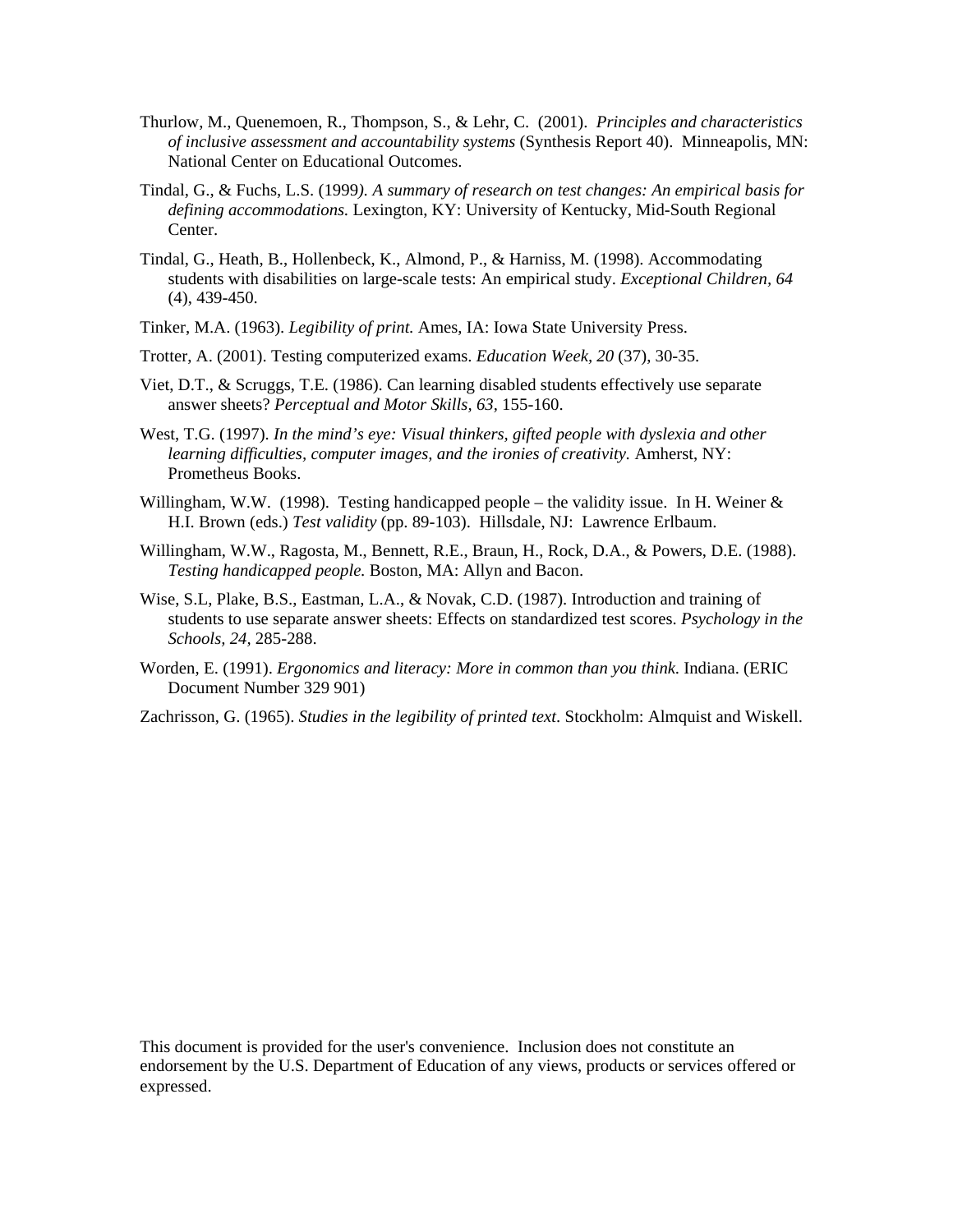Thurlow, M., Quenemoen, R., Thompson, S., & Lehr, C. (2001). *Principles and characteristics of inclusive assessment and accountability systems* (Synthesis Report 40). Minneapolis, MN: National Center on Educational Outcomes.

Tindal, G., & Fuchs, L.S. (1999*). A summary of research on test changes: An empirical basis for defining accommodations.* Lexington, KY: University of Kentucky, Mid-South Regional Center.

Tindal, G., Heath, B., Hollenbeck, K., Almond, P., & Harniss, M. (1998). Accommodating students with disabilities on large-scale tests: An empirical study. *Exceptional Children, 64* (4), 439-450.

Tinker, M.A. (1963). *Legibility of print.* Ames, IA: Iowa State University Press.

Trotter, A. (2001). Testing computerized exams. *Education Week, 20* (37), 30-35.

Viet, D.T., & Scruggs, T.E. (1986). Can learning disabled students effectively use separate answer sheets? *Perceptual and Motor Skills, 63,* 155-160.

West, T.G. (1997). *In the mind's eye: Visual thinkers, gifted people with dyslexia and other learning difficulties, computer images, and the ironies of creativity.* Amherst, NY: Prometheus Books.

Willingham, W.W. (1998). Testing handicapped people – the validity issue. In H. Weiner & H.I. Brown (eds.) *Test validity* (pp. 89-103). Hillsdale, NJ: Lawrence Erlbaum.

Willingham, W.W., Ragosta, M., Bennett, R.E., Braun, H., Rock, D.A., & Powers, D.E. (1988). *Testing handicapped people.* Boston, MA: Allyn and Bacon.

Wise, S.L, Plake, B.S., Eastman, L.A., & Novak, C.D. (1987). Introduction and training of students to use separate answer sheets: Effects on standardized test scores. *Psychology in the Schools, 24,* 285-288.

Worden, E. (1991). *Ergonomics and literacy: More in common than you think*. Indiana. (ERIC Document Number 329 901)

Zachrisson, G. (1965). *Studies in the legibility of printed text*. Stockholm: Almquist and Wiskell.

This document is provided for the user's convenience. Inclusion does not constitute an endorsement by the U.S. Department of Education of any views, products or services offered or expressed.